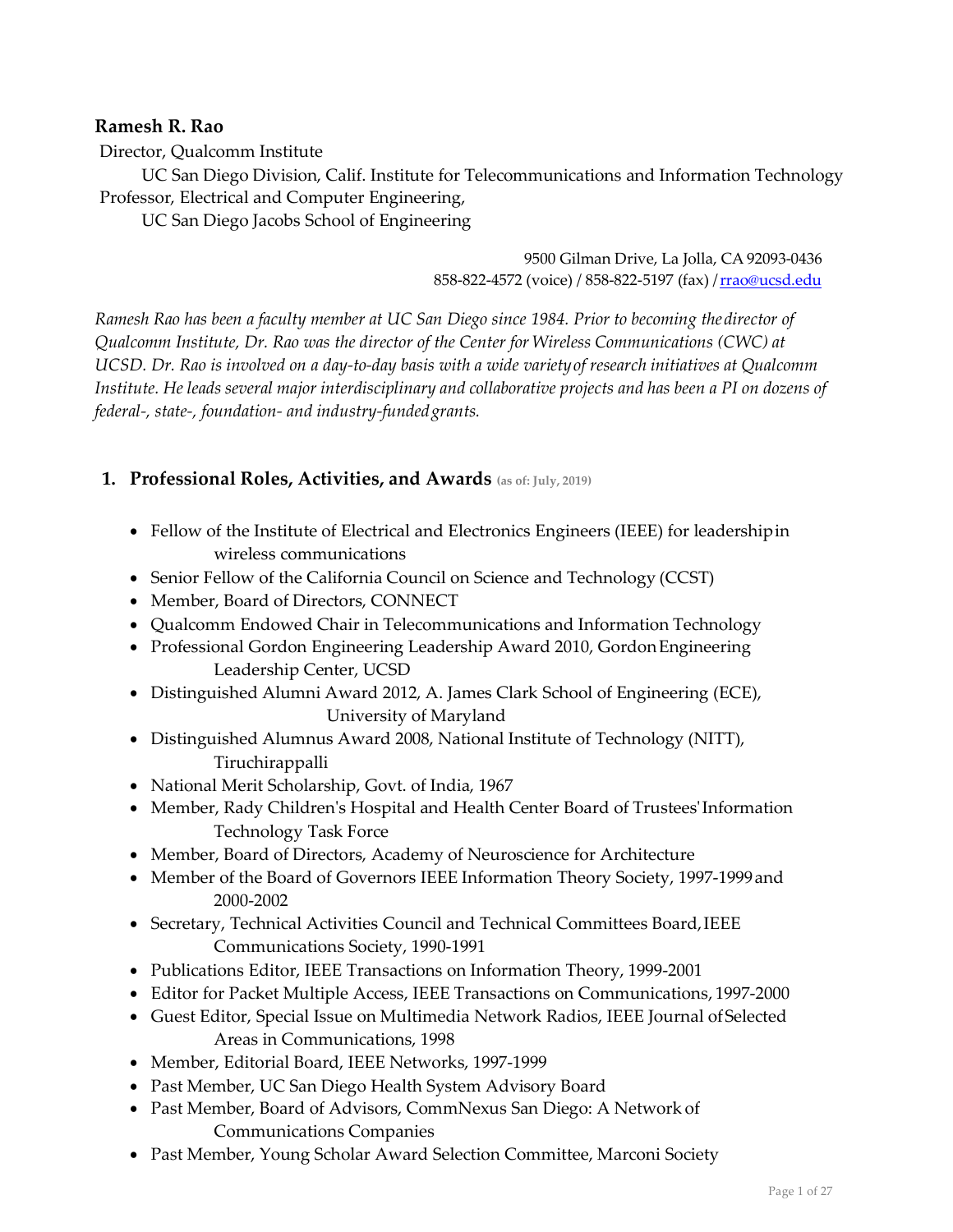**Ramesh R. Rao**

Director, Qualcomm Institute

UC San Diego Division, Calif. Institute for Telecommunications and Information Technology

Professor, Electrical and Computer Engineering,

UC San Diego Jacobs School of Engineering

9500 Gilman Drive, La Jolla, CA 92093-0436
858-822-4572 (voice) / 858-822-5197 (fax) / rrao@ucsd.edu

*Ramesh Rao has been a faculty member at UC San Diego since 1984. Prior to becoming the director of Qualcomm Institute, Dr. Rao was the director of the Center for Wireless Communications (CWC) at UCSD. Dr. Rao is involved on a day-to-day basis with a wide variety of research initiatives at Qualcomm Institute. He leads several major interdisciplinary and collaborative projects and has been a PI on dozens of federal-, state-, foundation- and industry-funded grants.*

## 1. Professional Roles, Activities, and Awards (as of: July, 2019)

- Fellow of the Institute of Electrical and Electronics Engineers (IEEE) for leadership in wireless communications
- Senior Fellow of the California Council on Science and Technology (CCST)
- Member, Board of Directors, CONNECT
- Qualcomm Endowed Chair in Telecommunications and Information Technology
- Professional Gordon Engineering Leadership Award 2010, Gordon Engineering Leadership Center, UCSD
- Distinguished Alumni Award 2012, A. James Clark School of Engineering (ECE), University of Maryland
- Distinguished Alumnus Award 2008, National Institute of Technology (NITT), Tiruchirappalli
- National Merit Scholarship, Govt. of India, 1967
- Member, Rady Children's Hospital and Health Center Board of Trustees' Information Technology Task Force
- Member, Board of Directors, Academy of Neuroscience for Architecture
- Member of the Board of Governors IEEE Information Theory Society, 1997-1999 and 2000-2002
- Secretary, Technical Activities Council and Technical Committees Board, IEEE Communications Society, 1990-1991
- Publications Editor, IEEE Transactions on Information Theory, 1999-2001
- Editor for Packet Multiple Access, IEEE Transactions on Communications, 1997-2000
- Guest Editor, Special Issue on Multimedia Network Radios, IEEE Journal of Selected Areas in Communications, 1998
- Member, Editorial Board, IEEE Networks, 1997-1999
- Past Member, UC San Diego Health System Advisory Board
- Past Member, Board of Advisors, CommNexus San Diego: A Network of Communications Companies
- Past Member, Young Scholar Award Selection Committee, Marconi Society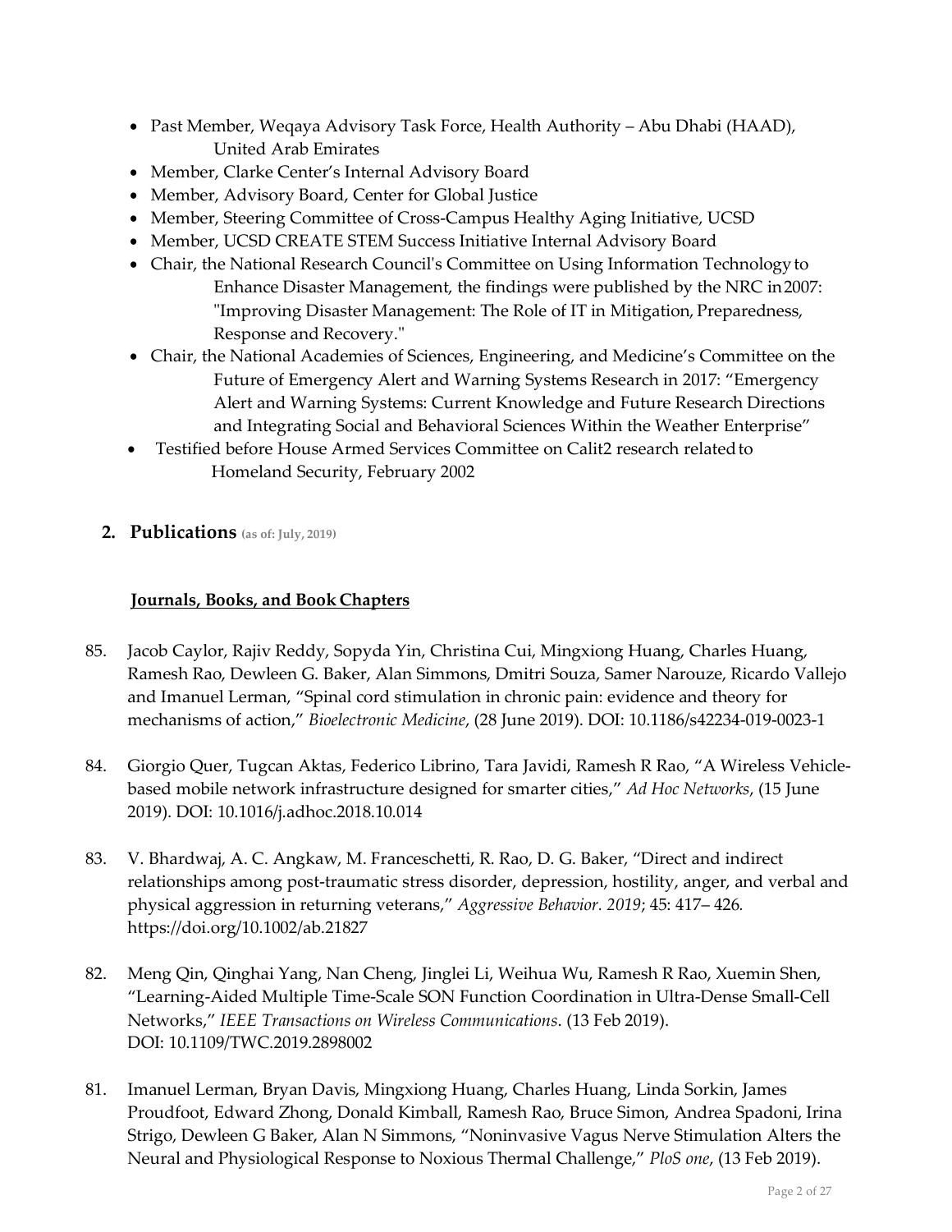- Past Member, Weqaya Advisory Task Force, Health Authority – Abu Dhabi (HAAD), United Arab Emirates
- Member, Clarke Center's Internal Advisory Board
- Member, Advisory Board, Center for Global Justice
- Member, Steering Committee of Cross-Campus Healthy Aging Initiative, UCSD
- Member, UCSD CREATE STEM Success Initiative Internal Advisory Board
- Chair, the National Research Council's Committee on Using Information Technology to Enhance Disaster Management, the findings were published by the NRC in 2007: "Improving Disaster Management: The Role of IT in Mitigation, Preparedness, Response and Recovery."
- Chair, the National Academies of Sciences, Engineering, and Medicine's Committee on the Future of Emergency Alert and Warning Systems Research in 2017: "Emergency Alert and Warning Systems: Current Knowledge and Future Research Directions and Integrating Social and Behavioral Sciences Within the Weather Enterprise"
- Testified before House Armed Services Committee on Calit2 research related to Homeland Security, February 2002

## 2. Publications (as of: July, 2019)

### Journals, Books, and Book Chapters

85. Jacob Caylor, Rajiv Reddy, Sopyda Yin, Christina Cui, Mingxiong Huang, Charles Huang, Ramesh Rao, Dewleen G. Baker, Alan Simmons, Dmitri Souza, Samer Narouze, Ricardo Vallejo and Imanuel Lerman, "Spinal cord stimulation in chronic pain: evidence and theory for mechanisms of action," *Bioelectronic Medicine*, (28 June 2019). DOI: 10.1186/s42234-019-0023-1

84. Giorgio Quer, Tugcan Aktas, Federico Librino, Tara Javidi, Ramesh R Rao, "A Wireless Vehicle-based mobile network infrastructure designed for smarter cities," *Ad Hoc Networks*, (15 June 2019). DOI: 10.1016/j.adhoc.2018.10.014

83. V. Bhardwaj, A. C. Angkaw, M. Franceschetti, R. Rao, D. G. Baker, "Direct and indirect relationships among post-traumatic stress disorder, depression, hostility, anger, and verbal and physical aggression in returning veterans," *Aggressive Behavior. 2019*; 45: 417– 426. https://doi.org/10.1002/ab.21827

82. Meng Qin, Qinghai Yang, Nan Cheng, Jinglei Li, Weihua Wu, Ramesh R Rao, Xuemin Shen, "Learning-Aided Multiple Time-Scale SON Function Coordination in Ultra-Dense Small-Cell Networks," *IEEE Transactions on Wireless Communications*. (13 Feb 2019). DOI: 10.1109/TWC.2019.2898002

81. Imanuel Lerman, Bryan Davis, Mingxiong Huang, Charles Huang, Linda Sorkin, James Proudfoot, Edward Zhong, Donald Kimball, Ramesh Rao, Bruce Simon, Andrea Spadoni, Irina Strigo, Dewleen G Baker, Alan N Simmons, "Noninvasive Vagus Nerve Stimulation Alters the Neural and Physiological Response to Noxious Thermal Challenge," *PloS one*, (13 Feb 2019).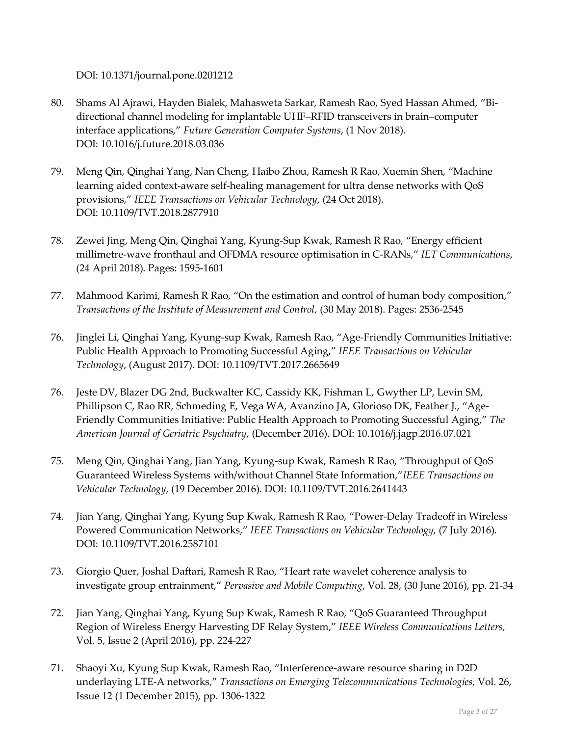DOI: 10.1371/journal.pone.0201212

80. Shams Al Ajrawi, Hayden Bialek, Mahasweta Sarkar, Ramesh Rao, Syed Hassan Ahmed, "Bi-directional channel modeling for implantable UHF–RFID transceivers in brain–computer interface applications," *Future Generation Computer Systems*, (1 Nov 2018). DOI: 10.1016/j.future.2018.03.036

79. Meng Qin, Qinghai Yang, Nan Cheng, Haibo Zhou, Ramesh R Rao, Xuemin Shen, "Machine learning aided context-aware self-healing management for ultra dense networks with QoS provisions," *IEEE Transactions on Vehicular Technology*, (24 Oct 2018). DOI: 10.1109/TVT.2018.2877910

78. Zewei Jing, Meng Qin, Qinghai Yang, Kyung-Sup Kwak, Ramesh R Rao, "Energy efficient millimetre-wave fronthaul and OFDMA resource optimisation in C-RANs," *IET Communications*, (24 April 2018). Pages: 1595-1601

77. Mahmood Karimi, Ramesh R Rao, "On the estimation and control of human body composition," *Transactions of the Institute of Measurement and Control*, (30 May 2018). Pages: 2536-2545

76. Jinglei Li, Qinghai Yang, Kyung-sup Kwak, Ramesh Rao, "Age-Friendly Communities Initiative: Public Health Approach to Promoting Successful Aging," *IEEE Transactions on Vehicular Technology*, (August 2017). DOI: 10.1109/TVT.2017.2665649

76. Jeste DV, Blazer DG 2nd, Buckwalter KC, Cassidy KK, Fishman L, Gwyther LP, Levin SM, Phillipson C, Rao RR, Schmeding E, Vega WA, Avanzino JA, Glorioso DK, Feather J., "Age-Friendly Communities Initiative: Public Health Approach to Promoting Successful Aging," *The American Journal of Geriatric Psychiatry*, (December 2016). DOI: 10.1016/j.jagp.2016.07.021

75. Meng Qin, Qinghai Yang, Jian Yang, Kyung-sup Kwak, Ramesh R Rao, "Throughput of QoS Guaranteed Wireless Systems with/without Channel State Information,"*IEEE Transactions on Vehicular Technology*, (19 December 2016). DOI: 10.1109/TVT.2016.2641443

74. Jian Yang, Qinghai Yang, Kyung Sup Kwak, Ramesh R Rao, "Power-Delay Tradeoff in Wireless Powered Communication Networks," *IEEE Transactions on Vehicular Technology,* (7 July 2016). DOI: 10.1109/TVT.2016.2587101

73. Giorgio Quer, Joshal Daftari, Ramesh R Rao, "Heart rate wavelet coherence analysis to investigate group entrainment," *Pervasive and Mobile Computing*, Vol. 28, (30 June 2016), pp. 21-34

72. Jian Yang, Qinghai Yang, Kyung Sup Kwak, Ramesh R Rao, "QoS Guaranteed Throughput Region of Wireless Energy Harvesting DF Relay System," *IEEE Wireless Communications Letters,* Vol. 5, Issue 2 (April 2016), pp. 224-227

71. Shaoyi Xu, Kyung Sup Kwak, Ramesh Rao, "Interference-aware resource sharing in D2D underlaying LTE-A networks," *Transactions on Emerging Telecommunications Technologies,* Vol. 26, Issue 12 (1 December 2015), pp. 1306-1322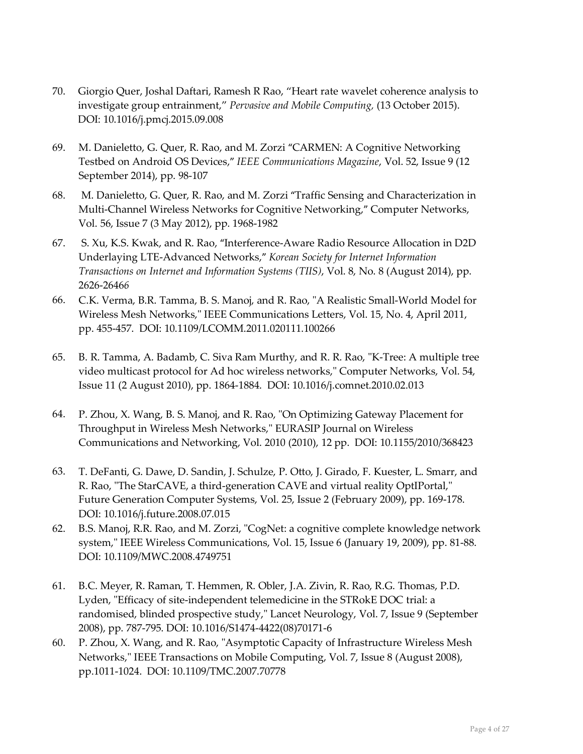70. Giorgio Quer, Joshal Daftari, Ramesh R Rao, "Heart rate wavelet coherence analysis to investigate group entrainment," *Pervasive and Mobile Computing*, (13 October 2015). DOI: 10.1016/j.pmcj.2015.09.008

69. M. Danieletto, G. Quer, R. Rao, and M. Zorzi "CARMEN: A Cognitive Networking Testbed on Android OS Devices," *IEEE Communications Magazine*, Vol. 52, Issue 9 (12 September 2014), pp. 98-107

68. M. Danieletto, G. Quer, R. Rao, and M. Zorzi "Traffic Sensing and Characterization in Multi-Channel Wireless Networks for Cognitive Networking," Computer Networks, Vol. 56, Issue 7 (3 May 2012), pp. 1968-1982

67. S. Xu, K.S. Kwak, and R. Rao, "Interference-Aware Radio Resource Allocation in D2D Underlaying LTE-Advanced Networks," *Korean Society for Internet Information Transactions on Internet and Information Systems (TIIS)*, Vol. 8, No. 8 (August 2014), pp. 2626-26466

66. C.K. Verma, B.R. Tamma, B. S. Manoj, and R. Rao, "A Realistic Small-World Model for Wireless Mesh Networks," IEEE Communications Letters, Vol. 15, No. 4, April 2011, pp. 455-457. DOI: 10.1109/LCOMM.2011.020111.100266

65. B. R. Tamma, A. Badamb, C. Siva Ram Murthy, and R. R. Rao, "K-Tree: A multiple tree video multicast protocol for Ad hoc wireless networks," Computer Networks, Vol. 54, Issue 11 (2 August 2010), pp. 1864-1884. DOI: 10.1016/j.comnet.2010.02.013

64. P. Zhou, X. Wang, B. S. Manoj, and R. Rao, "On Optimizing Gateway Placement for Throughput in Wireless Mesh Networks," EURASIP Journal on Wireless Communications and Networking, Vol. 2010 (2010), 12 pp. DOI: 10.1155/2010/368423

63. T. DeFanti, G. Dawe, D. Sandin, J. Schulze, P. Otto, J. Girado, F. Kuester, L. Smarr, and R. Rao, "The StarCAVE, a third-generation CAVE and virtual reality OptIPortal," Future Generation Computer Systems, Vol. 25, Issue 2 (February 2009), pp. 169-178. DOI: 10.1016/j.future.2008.07.015

62. B.S. Manoj, R.R. Rao, and M. Zorzi, "CogNet: a cognitive complete knowledge network system," IEEE Wireless Communications, Vol. 15, Issue 6 (January 19, 2009), pp. 81-88. DOI: 10.1109/MWC.2008.4749751

61. B.C. Meyer, R. Raman, T. Hemmen, R. Obler, J.A. Zivin, R. Rao, R.G. Thomas, P.D. Lyden, "Efficacy of site-independent telemedicine in the STRokE DOC trial: a randomised, blinded prospective study," Lancet Neurology, Vol. 7, Issue 9 (September 2008), pp. 787-795. DOI: 10.1016/S1474-4422(08)70171-6

60. P. Zhou, X. Wang, and R. Rao, "Asymptotic Capacity of Infrastructure Wireless Mesh Networks," IEEE Transactions on Mobile Computing, Vol. 7, Issue 8 (August 2008), pp.1011-1024. DOI: 10.1109/TMC.2007.70778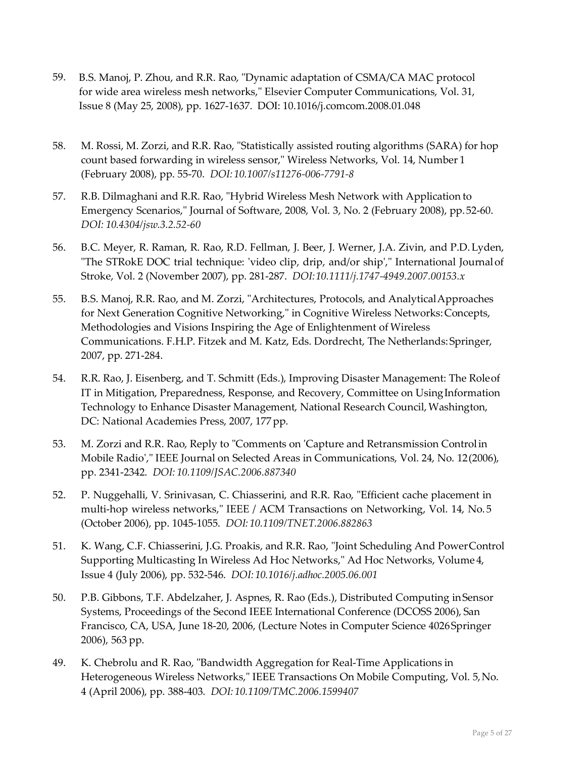59. B.S. Manoj, P. Zhou, and R.R. Rao, "Dynamic adaptation of CSMA/CA MAC protocol for wide area wireless mesh networks," Elsevier Computer Communications, Vol. 31, Issue 8 (May 25, 2008), pp. 1627-1637. DOI: 10.1016/j.comcom.2008.01.048

58. M. Rossi, M. Zorzi, and R.R. Rao, "Statistically assisted routing algorithms (SARA) for hop count based forwarding in wireless sensor," Wireless Networks, Vol. 14, Number 1 (February 2008), pp. 55-70. *DOI: 10.1007/s11276-006-7791-8*

57. R.B. Dilmaghani and R.R. Rao, "Hybrid Wireless Mesh Network with Application to Emergency Scenarios," Journal of Software, 2008, Vol. 3, No. 2 (February 2008), pp. 52-60. *DOI: 10.4304/jsw.3.2.52-60*

56. B.C. Meyer, R. Raman, R. Rao, R.D. Fellman, J. Beer, J. Werner, J.A. Zivin, and P.D. Lyden, "The STRokE DOC trial technique: 'video clip, drip, and/or ship'," International Journal of Stroke, Vol. 2 (November 2007), pp. 281-287. *DOI: 10.1111/j.1747-4949.2007.00153.x*

55. B.S. Manoj, R.R. Rao, and M. Zorzi, "Architectures, Protocols, and Analytical Approaches for Next Generation Cognitive Networking," in Cognitive Wireless Networks: Concepts, Methodologies and Visions Inspiring the Age of Enlightenment of Wireless Communications. F.H.P. Fitzek and M. Katz, Eds. Dordrecht, The Netherlands: Springer, 2007, pp. 271-284.

54. R.R. Rao, J. Eisenberg, and T. Schmitt (Eds.), Improving Disaster Management: The Role of IT in Mitigation, Preparedness, Response, and Recovery, Committee on Using Information Technology to Enhance Disaster Management, National Research Council, Washington, DC: National Academies Press, 2007, 177 pp.

53. M. Zorzi and R.R. Rao, Reply to "Comments on 'Capture and Retransmission Control in Mobile Radio'," IEEE Journal on Selected Areas in Communications, Vol. 24, No. 12 (2006), pp. 2341-2342. *DOI: 10.1109/JSAC.2006.887340*

52. P. Nuggehalli, V. Srinivasan, C. Chiasserini, and R.R. Rao, "Efficient cache placement in multi-hop wireless networks," IEEE / ACM Transactions on Networking, Vol. 14, No. 5 (October 2006), pp. 1045-1055. *DOI: 10.1109/TNET.2006.882863*

51. K. Wang, C.F. Chiasserini, J.G. Proakis, and R.R. Rao, "Joint Scheduling And Power Control Supporting Multicasting In Wireless Ad Hoc Networks," Ad Hoc Networks, Volume 4, Issue 4 (July 2006), pp. 532-546. *DOI: 10.1016/j.adhoc.2005.06.001*

50. P.B. Gibbons, T.F. Abdelzaher, J. Aspnes, R. Rao (Eds.), Distributed Computing in Sensor Systems, Proceedings of the Second IEEE International Conference (DCOSS 2006), San Francisco, CA, USA, June 18-20, 2006, (Lecture Notes in Computer Science 4026 Springer 2006), 563 pp.

49. K. Chebrolu and R. Rao, "Bandwidth Aggregation for Real-Time Applications in Heterogeneous Wireless Networks," IEEE Transactions On Mobile Computing, Vol. 5, No. 4 (April 2006), pp. 388-403. *DOI: 10.1109/TMC.2006.1599407*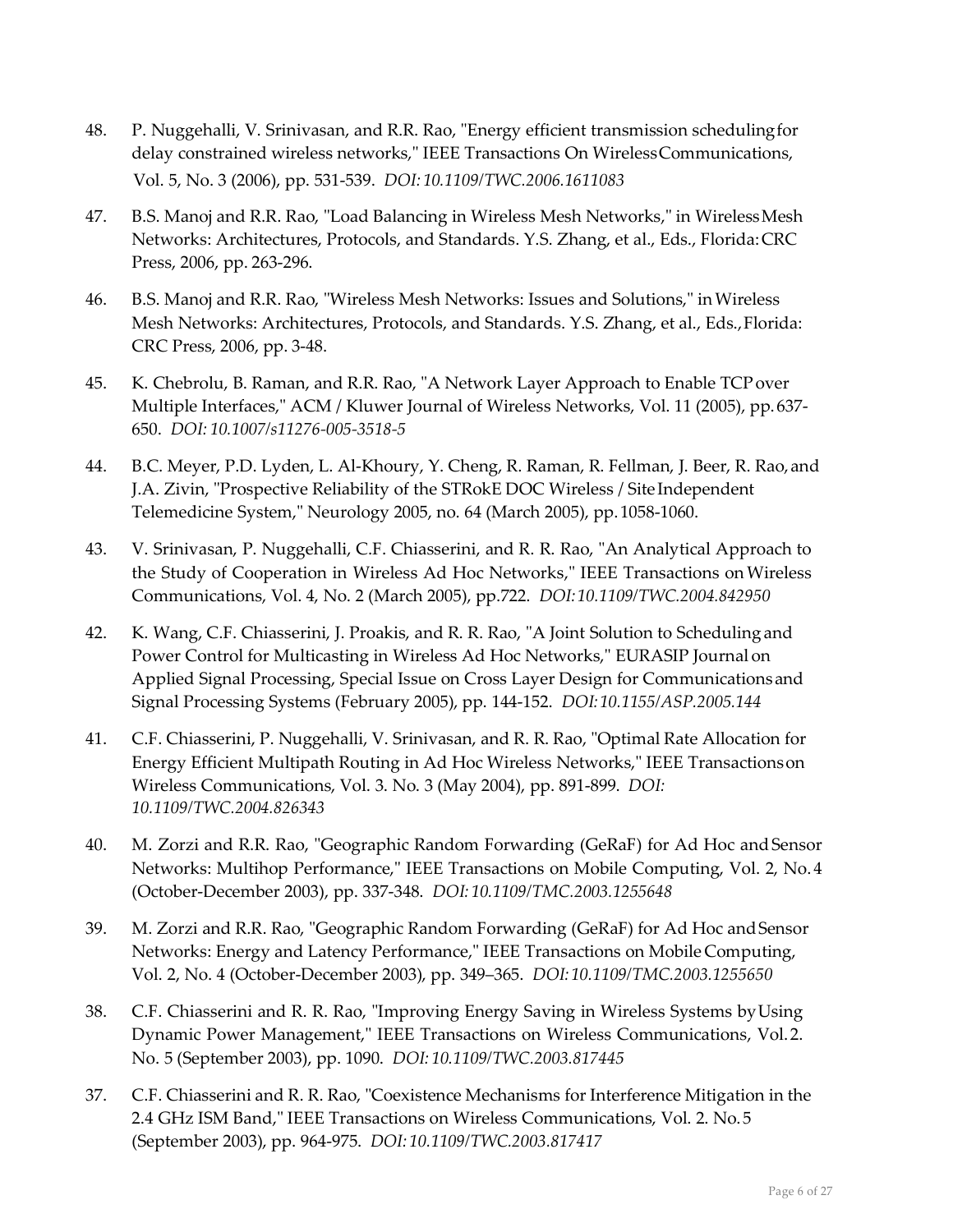48. P. Nuggehalli, V. Srinivasan, and R.R. Rao, "Energy efficient transmission scheduling for delay constrained wireless networks," IEEE Transactions On Wireless Communications, Vol. 5, No. 3 (2006), pp. 531-539. *DOI: 10.1109/TWC.2006.1611083*

47. B.S. Manoj and R.R. Rao, "Load Balancing in Wireless Mesh Networks," in Wireless Mesh Networks: Architectures, Protocols, and Standards. Y.S. Zhang, et al., Eds., Florida: CRC Press, 2006, pp. 263-296.

46. B.S. Manoj and R.R. Rao, "Wireless Mesh Networks: Issues and Solutions," in Wireless Mesh Networks: Architectures, Protocols, and Standards. Y.S. Zhang, et al., Eds., Florida: CRC Press, 2006, pp. 3-48.

45. K. Chebrolu, B. Raman, and R.R. Rao, "A Network Layer Approach to Enable TCP over Multiple Interfaces," ACM / Kluwer Journal of Wireless Networks, Vol. 11 (2005), pp. 637-650. *DOI: 10.1007/s11276-005-3518-5*

44. B.C. Meyer, P.D. Lyden, L. Al-Khoury, Y. Cheng, R. Raman, R. Fellman, J. Beer, R. Rao, and J.A. Zivin, "Prospective Reliability of the STRokE DOC Wireless / Site Independent Telemedicine System," Neurology 2005, no. 64 (March 2005), pp. 1058-1060.

43. V. Srinivasan, P. Nuggehalli, C.F. Chiasserini, and R. R. Rao, "An Analytical Approach to the Study of Cooperation in Wireless Ad Hoc Networks," IEEE Transactions on Wireless Communications, Vol. 4, No. 2 (March 2005), pp.722. *DOI: 10.1109/TWC.2004.842950*

42. K. Wang, C.F. Chiasserini, J. Proakis, and R. R. Rao, "A Joint Solution to Scheduling and Power Control for Multicasting in Wireless Ad Hoc Networks," EURASIP Journal on Applied Signal Processing, Special Issue on Cross Layer Design for Communications and Signal Processing Systems (February 2005), pp. 144-152. *DOI: 10.1155/ASP.2005.144*

41. C.F. Chiasserini, P. Nuggehalli, V. Srinivasan, and R. R. Rao, "Optimal Rate Allocation for Energy Efficient Multipath Routing in Ad Hoc Wireless Networks," IEEE Transactions on Wireless Communications, Vol. 3. No. 3 (May 2004), pp. 891-899. *DOI: 10.1109/TWC.2004.826343*

40. M. Zorzi and R.R. Rao, "Geographic Random Forwarding (GeRaF) for Ad Hoc and Sensor Networks: Multihop Performance," IEEE Transactions on Mobile Computing, Vol. 2, No. 4 (October-December 2003), pp. 337-348. *DOI: 10.1109/TMC.2003.1255648*

39. M. Zorzi and R.R. Rao, "Geographic Random Forwarding (GeRaF) for Ad Hoc and Sensor Networks: Energy and Latency Performance," IEEE Transactions on Mobile Computing, Vol. 2, No. 4 (October-December 2003), pp. 349–365. *DOI: 10.1109/TMC.2003.1255650*

38. C.F. Chiasserini and R. R. Rao, "Improving Energy Saving in Wireless Systems by Using Dynamic Power Management," IEEE Transactions on Wireless Communications, Vol. 2. No. 5 (September 2003), pp. 1090. *DOI: 10.1109/TWC.2003.817445*

37. C.F. Chiasserini and R. R. Rao, "Coexistence Mechanisms for Interference Mitigation in the 2.4 GHz ISM Band," IEEE Transactions on Wireless Communications, Vol. 2. No. 5 (September 2003), pp. 964-975. *DOI: 10.1109/TWC.2003.817417*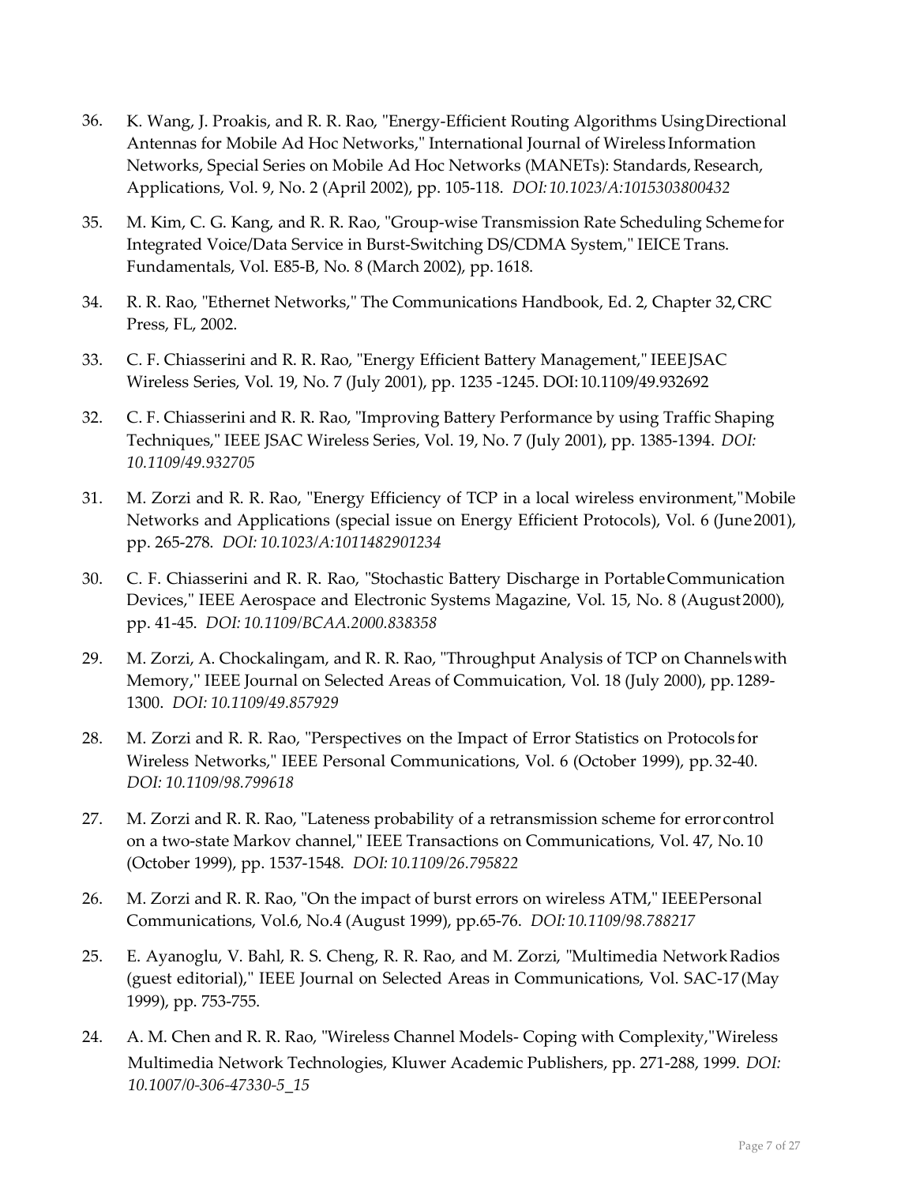36. K. Wang, J. Proakis, and R. R. Rao, "Energy-Efficient Routing Algorithms Using Directional Antennas for Mobile Ad Hoc Networks," International Journal of Wireless Information Networks, Special Series on Mobile Ad Hoc Networks (MANETs): Standards, Research, Applications, Vol. 9, No. 2 (April 2002), pp. 105-118. *DOI: 10.1023/A:1015303800432*

35. M. Kim, C. G. Kang, and R. R. Rao, "Group-wise Transmission Rate Scheduling Scheme for Integrated Voice/Data Service in Burst-Switching DS/CDMA System," IEICE Trans. Fundamentals, Vol. E85-B, No. 8 (March 2002), pp. 1618.

34. R. R. Rao, "Ethernet Networks," The Communications Handbook, Ed. 2, Chapter 32, CRC Press, FL, 2002.

33. C. F. Chiasserini and R. R. Rao, "Energy Efficient Battery Management," IEEE JSAC Wireless Series, Vol. 19, No. 7 (July 2001), pp. 1235 -1245. DOI: 10.1109/49.932692

32. C. F. Chiasserini and R. R. Rao, "Improving Battery Performance by using Traffic Shaping Techniques," IEEE JSAC Wireless Series, Vol. 19, No. 7 (July 2001), pp. 1385-1394. *DOI: 10.1109/49.932705*

31. M. Zorzi and R. R. Rao, "Energy Efficiency of TCP in a local wireless environment," Mobile Networks and Applications (special issue on Energy Efficient Protocols), Vol. 6 (June 2001), pp. 265-278. *DOI: 10.1023/A:1011482901234*

30. C. F. Chiasserini and R. R. Rao, "Stochastic Battery Discharge in Portable Communication Devices," IEEE Aerospace and Electronic Systems Magazine, Vol. 15, No. 8 (August 2000), pp. 41-45. *DOI: 10.1109/BCAA.2000.838358*

29. M. Zorzi, A. Chockalingam, and R. R. Rao, "Throughput Analysis of TCP on Channels with Memory,'' IEEE Journal on Selected Areas of Commuication, Vol. 18 (July 2000), pp. 1289-1300. *DOI: 10.1109/49.857929*

28. M. Zorzi and R. R. Rao, "Perspectives on the Impact of Error Statistics on Protocols for Wireless Networks," IEEE Personal Communications, Vol. 6 (October 1999), pp. 32-40. *DOI: 10.1109/98.799618*

27. M. Zorzi and R. R. Rao, "Lateness probability of a retransmission scheme for error control on a two-state Markov channel," IEEE Transactions on Communications, Vol. 47, No. 10 (October 1999), pp. 1537-1548. *DOI: 10.1109/26.795822*

26. M. Zorzi and R. R. Rao, "On the impact of burst errors on wireless ATM," IEEE Personal Communications, Vol.6, No.4 (August 1999), pp.65-76. *DOI: 10.1109/98.788217*

25. E. Ayanoglu, V. Bahl, R. S. Cheng, R. R. Rao, and M. Zorzi, "Multimedia Network Radios (guest editorial)," IEEE Journal on Selected Areas in Communications, Vol. SAC-17 (May 1999), pp. 753-755.

24. A. M. Chen and R. R. Rao, "Wireless Channel Models- Coping with Complexity," Wireless Multimedia Network Technologies, Kluwer Academic Publishers, pp. 271-288, 1999. *DOI: 10.1007/0-306-47330-5_15*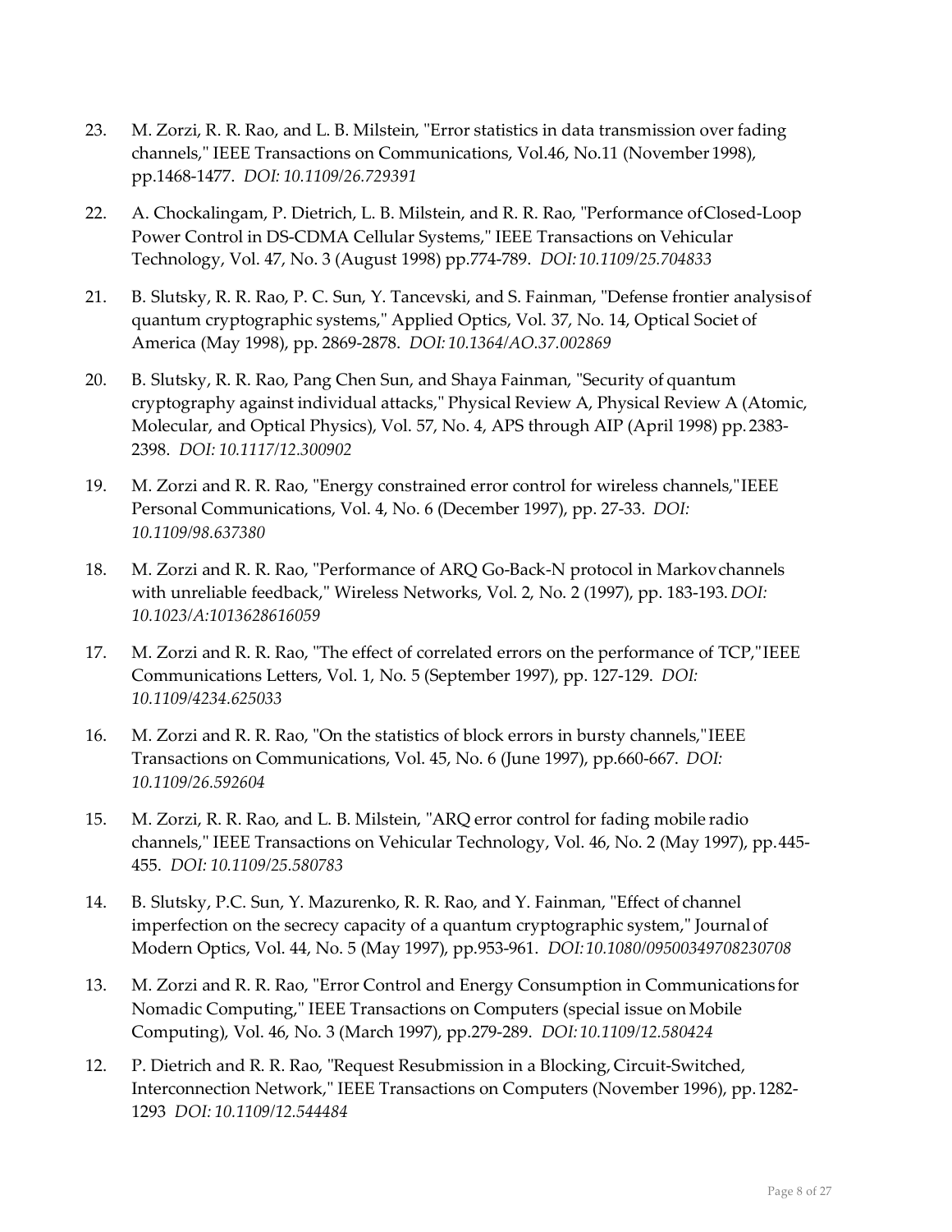23. M. Zorzi, R. R. Rao, and L. B. Milstein, "Error statistics in data transmission over fading channels," IEEE Transactions on Communications, Vol.46, No.11 (November 1998), pp.1468-1477. *DOI: 10.1109/26.729391*

22. A. Chockalingam, P. Dietrich, L. B. Milstein, and R. R. Rao, "Performance of Closed-Loop Power Control in DS-CDMA Cellular Systems," IEEE Transactions on Vehicular Technology, Vol. 47, No. 3 (August 1998) pp.774-789. *DOI: 10.1109/25.704833*

21. B. Slutsky, R. R. Rao, P. C. Sun, Y. Tancevski, and S. Fainman, "Defense frontier analysis of quantum cryptographic systems," Applied Optics, Vol. 37, No. 14, Optical Societ of America (May 1998), pp. 2869-2878. *DOI: 10.1364/AO.37.002869*

20. B. Slutsky, R. R. Rao, Pang Chen Sun, and Shaya Fainman, "Security of quantum cryptography against individual attacks," Physical Review A, Physical Review A (Atomic, Molecular, and Optical Physics), Vol. 57, No. 4, APS through AIP (April 1998) pp. 2383-2398. *DOI: 10.1117/12.300902*

19. M. Zorzi and R. R. Rao, "Energy constrained error control for wireless channels," IEEE Personal Communications, Vol. 4, No. 6 (December 1997), pp. 27-33. *DOI: 10.1109/98.637380*

18. M. Zorzi and R. R. Rao, "Performance of ARQ Go-Back-N protocol in Markov channels with unreliable feedback," Wireless Networks, Vol. 2, No. 2 (1997), pp. 183-193. *DOI: 10.1023/A:1013628616059*

17. M. Zorzi and R. R. Rao, "The effect of correlated errors on the performance of TCP," IEEE Communications Letters, Vol. 1, No. 5 (September 1997), pp. 127-129. *DOI: 10.1109/4234.625033*

16. M. Zorzi and R. R. Rao, "On the statistics of block errors in bursty channels," IEEE Transactions on Communications, Vol. 45, No. 6 (June 1997), pp.660-667. *DOI: 10.1109/26.592604*

15. M. Zorzi, R. R. Rao, and L. B. Milstein, "ARQ error control for fading mobile radio channels," IEEE Transactions on Vehicular Technology, Vol. 46, No. 2 (May 1997), pp.445-455. *DOI: 10.1109/25.580783*

14. B. Slutsky, P.C. Sun, Y. Mazurenko, R. R. Rao, and Y. Fainman, "Effect of channel imperfection on the secrecy capacity of a quantum cryptographic system," Journal of Modern Optics, Vol. 44, No. 5 (May 1997), pp.953-961. *DOI: 10.1080/09500349708230708*

13. M. Zorzi and R. R. Rao, "Error Control and Energy Consumption in Communications for Nomadic Computing," IEEE Transactions on Computers (special issue on Mobile Computing), Vol. 46, No. 3 (March 1997), pp.279-289. *DOI: 10.1109/12.580424*

12. P. Dietrich and R. R. Rao, "Request Resubmission in a Blocking, Circuit-Switched, Interconnection Network," IEEE Transactions on Computers (November 1996), pp. 1282-1293 *DOI: 10.1109/12.544484*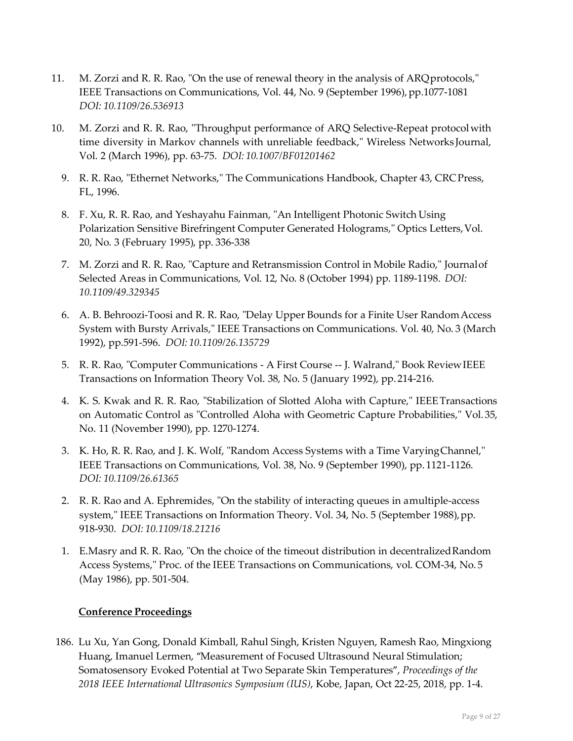11. M. Zorzi and R. R. Rao, "On the use of renewal theory in the analysis of ARQ protocols," IEEE Transactions on Communications, Vol. 44, No. 9 (September 1996), pp.1077-1081 *DOI: 10.1109/26.536913*

10. M. Zorzi and R. R. Rao, "Throughput performance of ARQ Selective-Repeat protocol with time diversity in Markov channels with unreliable feedback," Wireless Networks Journal, Vol. 2 (March 1996), pp. 63-75. *DOI: 10.1007/BF01201462*

9. R. R. Rao, "Ethernet Networks," The Communications Handbook, Chapter 43, CRC Press, FL, 1996.

8. F. Xu, R. R. Rao, and Yeshayahu Fainman, "An Intelligent Photonic Switch Using Polarization Sensitive Birefringent Computer Generated Holograms," Optics Letters, Vol. 20, No. 3 (February 1995), pp. 336-338

7. M. Zorzi and R. R. Rao, "Capture and Retransmission Control in Mobile Radio," Journal of Selected Areas in Communications, Vol. 12, No. 8 (October 1994) pp. 1189-1198. *DOI: 10.1109/49.329345*

6. A. B. Behroozi-Toosi and R. R. Rao, "Delay Upper Bounds for a Finite User Random Access System with Bursty Arrivals," IEEE Transactions on Communications. Vol. 40, No. 3 (March 1992), pp.591-596. *DOI: 10.1109/26.135729*

5. R. R. Rao, "Computer Communications - A First Course -- J. Walrand," Book Review IEEE Transactions on Information Theory Vol. 38, No. 5 (January 1992), pp. 214-216.

4. K. S. Kwak and R. R. Rao, "Stabilization of Slotted Aloha with Capture," IEEE Transactions on Automatic Control as "Controlled Aloha with Geometric Capture Probabilities," Vol. 35, No. 11 (November 1990), pp. 1270-1274.

3. K. Ho, R. R. Rao, and J. K. Wolf, "Random Access Systems with a Time Varying Channel," IEEE Transactions on Communications, Vol. 38, No. 9 (September 1990), pp. 1121-1126. *DOI: 10.1109/26.61365*

2. R. R. Rao and A. Ephremides, "On the stability of interacting queues in a multiple-access system," IEEE Transactions on Information Theory. Vol. 34, No. 5 (September 1988), pp. 918-930. *DOI: 10.1109/18.21216*

1. E.Masry and R. R. Rao, "On the choice of the timeout distribution in decentralized Random Access Systems," Proc. of the IEEE Transactions on Communications, vol. COM-34, No. 5 (May 1986), pp. 501-504.

**Conference Proceedings**

186. Lu Xu, Yan Gong, Donald Kimball, Rahul Singh, Kristen Nguyen, Ramesh Rao, Mingxiong Huang, Imanuel Lermen, "Measurement of Focused Ultrasound Neural Stimulation; Somatosensory Evoked Potential at Two Separate Skin Temperatures", *Proceedings of the 2018 IEEE International Ultrasonics Symposium (IUS)*, Kobe, Japan, Oct 22-25, 2018, pp. 1-4.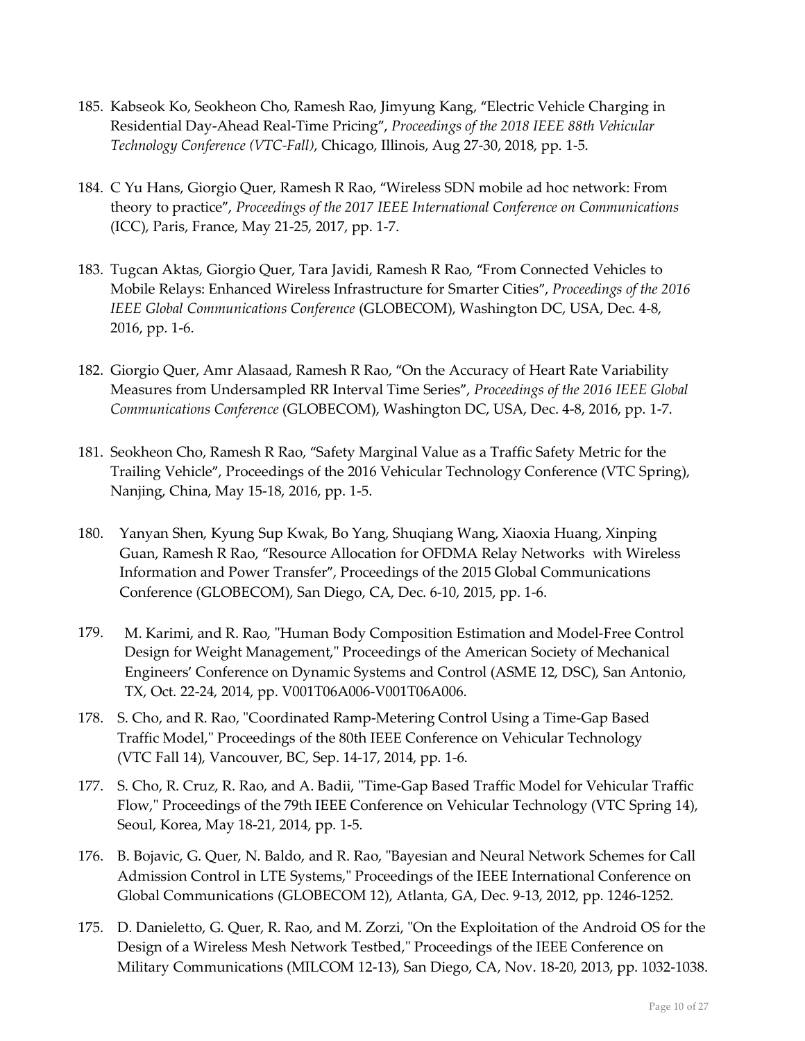185. Kabseok Ko, Seokheon Cho, Ramesh Rao, Jimyung Kang, “Electric Vehicle Charging in Residential Day-Ahead Real-Time Pricing”, *Proceedings of the 2018 IEEE 88th Vehicular Technology Conference (VTC-Fall)*, Chicago, Illinois, Aug 27-30, 2018, pp. 1-5.

184. C Yu Hans, Giorgio Quer, Ramesh R Rao, “Wireless SDN mobile ad hoc network: From theory to practice”, *Proceedings of the 2017 IEEE International Conference on Communications* (ICC), Paris, France, May 21-25, 2017, pp. 1-7.

183. Tugcan Aktas, Giorgio Quer, Tara Javidi, Ramesh R Rao, “From Connected Vehicles to Mobile Relays: Enhanced Wireless Infrastructure for Smarter Cities”, *Proceedings of the 2016 IEEE Global Communications Conference* (GLOBECOM), Washington DC, USA, Dec. 4-8, 2016, pp. 1-6.

182. Giorgio Quer, Amr Alasaad, Ramesh R Rao, “On the Accuracy of Heart Rate Variability Measures from Undersampled RR Interval Time Series”, *Proceedings of the 2016 IEEE Global Communications Conference* (GLOBECOM), Washington DC, USA, Dec. 4-8, 2016, pp. 1-7.

181. Seokheon Cho, Ramesh R Rao, “Safety Marginal Value as a Traffic Safety Metric for the Trailing Vehicle”, Proceedings of the 2016 Vehicular Technology Conference (VTC Spring), Nanjing, China, May 15-18, 2016, pp. 1-5.

180. Yanyan Shen, Kyung Sup Kwak, Bo Yang, Shuqiang Wang, Xiaoxia Huang, Xinping Guan, Ramesh R Rao, “Resource Allocation for OFDMA Relay Networks with Wireless Information and Power Transfer”, Proceedings of the 2015 Global Communications Conference (GLOBECOM), San Diego, CA, Dec. 6-10, 2015, pp. 1-6.

179. M. Karimi, and R. Rao, "Human Body Composition Estimation and Model-Free Control Design for Weight Management," Proceedings of the American Society of Mechanical Engineers’ Conference on Dynamic Systems and Control (ASME 12, DSC), San Antonio, TX, Oct. 22-24, 2014, pp. V001T06A006-V001T06A006.

178. S. Cho, and R. Rao, "Coordinated Ramp-Metering Control Using a Time-Gap Based Traffic Model," Proceedings of the 80th IEEE Conference on Vehicular Technology (VTC Fall 14), Vancouver, BC, Sep. 14-17, 2014, pp. 1-6.

177. S. Cho, R. Cruz, R. Rao, and A. Badii, "Time-Gap Based Traffic Model for Vehicular Traffic Flow," Proceedings of the 79th IEEE Conference on Vehicular Technology (VTC Spring 14), Seoul, Korea, May 18-21, 2014, pp. 1-5.

176. B. Bojavic, G. Quer, N. Baldo, and R. Rao, "Bayesian and Neural Network Schemes for Call Admission Control in LTE Systems," Proceedings of the IEEE International Conference on Global Communications (GLOBECOM 12), Atlanta, GA, Dec. 9-13, 2012, pp. 1246-1252.

175. D. Danieletto, G. Quer, R. Rao, and M. Zorzi, "On the Exploitation of the Android OS for the Design of a Wireless Mesh Network Testbed," Proceedings of the IEEE Conference on Military Communications (MILCOM 12-13), San Diego, CA, Nov. 18-20, 2013, pp. 1032-1038.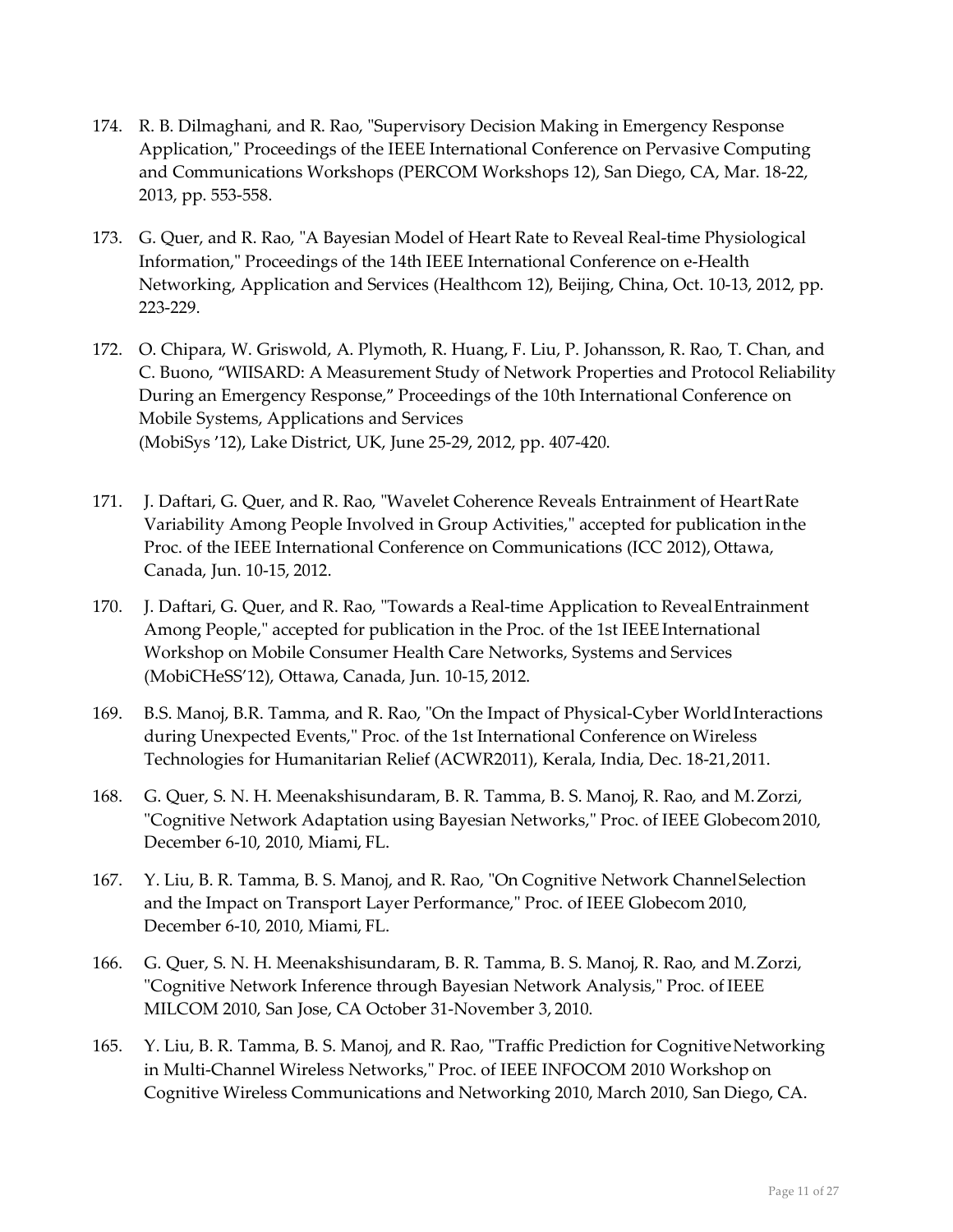174. R. B. Dilmaghani, and R. Rao, "Supervisory Decision Making in Emergency Response Application," Proceedings of the IEEE International Conference on Pervasive Computing and Communications Workshops (PERCOM Workshops 12), San Diego, CA, Mar. 18-22, 2013, pp. 553-558.

173. G. Quer, and R. Rao, "A Bayesian Model of Heart Rate to Reveal Real-time Physiological Information," Proceedings of the 14th IEEE International Conference on e-Health Networking, Application and Services (Healthcom 12), Beijing, China, Oct. 10-13, 2012, pp. 223-229.

172. O. Chipara, W. Griswold, A. Plymoth, R. Huang, F. Liu, P. Johansson, R. Rao, T. Chan, and C. Buono, "WIISARD: A Measurement Study of Network Properties and Protocol Reliability During an Emergency Response," Proceedings of the 10th International Conference on Mobile Systems, Applications and Services (MobiSys '12), Lake District, UK, June 25-29, 2012, pp. 407-420.

171. J. Daftari, G. Quer, and R. Rao, "Wavelet Coherence Reveals Entrainment of Heart Rate Variability Among People Involved in Group Activities," accepted for publication in the Proc. of the IEEE International Conference on Communications (ICC 2012), Ottawa, Canada, Jun. 10-15, 2012.

170. J. Daftari, G. Quer, and R. Rao, "Towards a Real-time Application to Reveal Entrainment Among People," accepted for publication in the Proc. of the 1st IEEE International Workshop on Mobile Consumer Health Care Networks, Systems and Services (MobiCHeSS'12), Ottawa, Canada, Jun. 10-15, 2012.

169. B.S. Manoj, B.R. Tamma, and R. Rao, "On the Impact of Physical-Cyber World Interactions during Unexpected Events," Proc. of the 1st International Conference on Wireless Technologies for Humanitarian Relief (ACWR2011), Kerala, India, Dec. 18-21, 2011.

168. G. Quer, S. N. H. Meenakshisundaram, B. R. Tamma, B. S. Manoj, R. Rao, and M. Zorzi, "Cognitive Network Adaptation using Bayesian Networks," Proc. of IEEE Globecom 2010, December 6-10, 2010, Miami, FL.

167. Y. Liu, B. R. Tamma, B. S. Manoj, and R. Rao, "On Cognitive Network Channel Selection and the Impact on Transport Layer Performance," Proc. of IEEE Globecom 2010, December 6-10, 2010, Miami, FL.

166. G. Quer, S. N. H. Meenakshisundaram, B. R. Tamma, B. S. Manoj, R. Rao, and M. Zorzi, "Cognitive Network Inference through Bayesian Network Analysis," Proc. of IEEE MILCOM 2010, San Jose, CA October 31-November 3, 2010.

165. Y. Liu, B. R. Tamma, B. S. Manoj, and R. Rao, "Traffic Prediction for Cognitive Networking in Multi-Channel Wireless Networks," Proc. of IEEE INFOCOM 2010 Workshop on Cognitive Wireless Communications and Networking 2010, March 2010, San Diego, CA.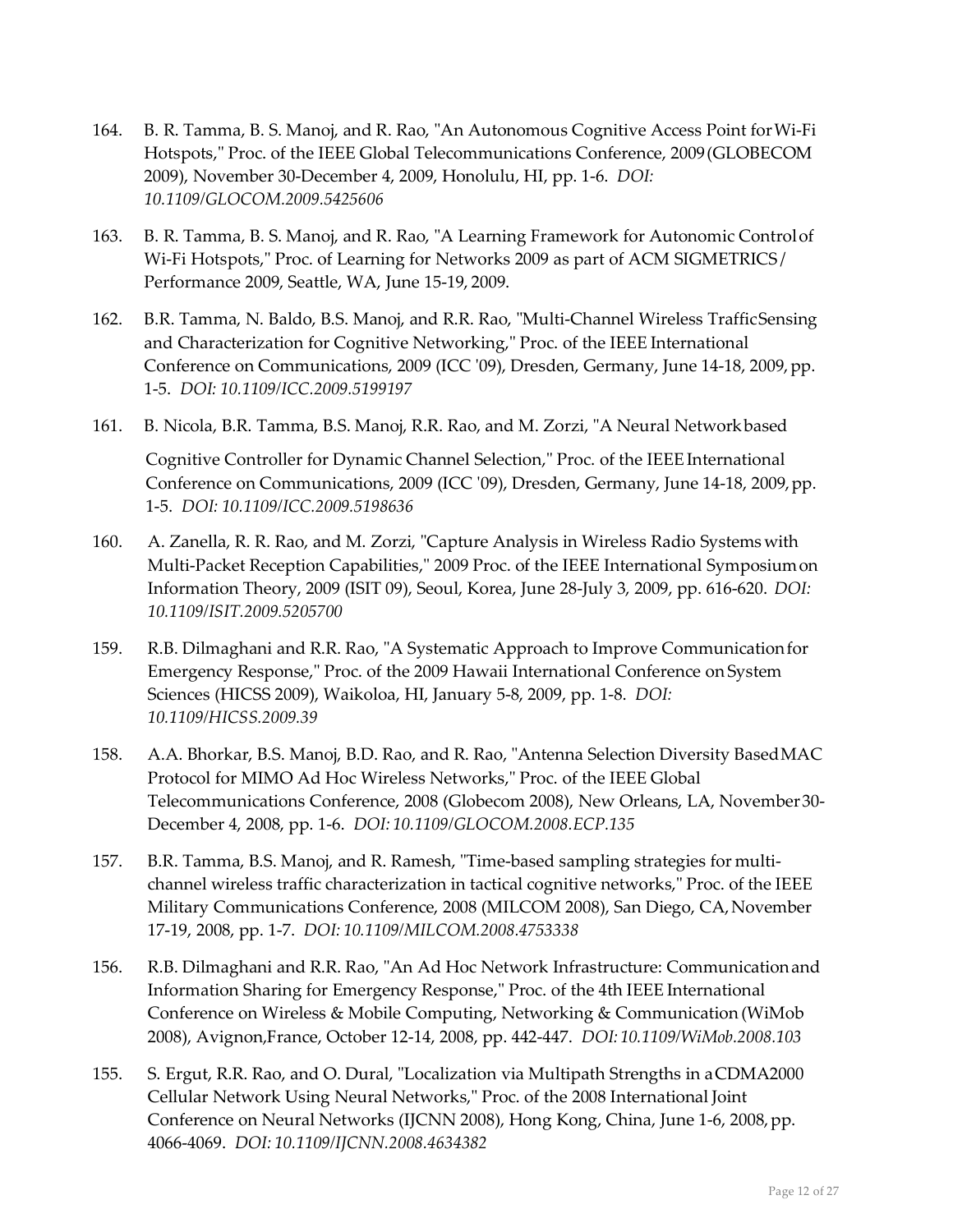164. B. R. Tamma, B. S. Manoj, and R. Rao, "An Autonomous Cognitive Access Point for Wi-Fi Hotspots," Proc. of the IEEE Global Telecommunications Conference, 2009 (GLOBECOM 2009), November 30-December 4, 2009, Honolulu, HI, pp. 1-6. *DOI: 10.1109/GLOCOM.2009.5425606*

163. B. R. Tamma, B. S. Manoj, and R. Rao, "A Learning Framework for Autonomic Control of Wi-Fi Hotspots," Proc. of Learning for Networks 2009 as part of ACM SIGMETRICS/ Performance 2009, Seattle, WA, June 15-19, 2009.

162. B.R. Tamma, N. Baldo, B.S. Manoj, and R.R. Rao, "Multi-Channel Wireless Traffic Sensing and Characterization for Cognitive Networking," Proc. of the IEEE International Conference on Communications, 2009 (ICC '09), Dresden, Germany, June 14-18, 2009, pp. 1-5. *DOI: 10.1109/ICC.2009.5199197*

161. B. Nicola, B.R. Tamma, B.S. Manoj, R.R. Rao, and M. Zorzi, "A Neural Network based Cognitive Controller for Dynamic Channel Selection," Proc. of the IEEE International Conference on Communications, 2009 (ICC '09), Dresden, Germany, June 14-18, 2009, pp. 1-5. *DOI: 10.1109/ICC.2009.5198636*

160. A. Zanella, R. R. Rao, and M. Zorzi, "Capture Analysis in Wireless Radio Systems with Multi-Packet Reception Capabilities," 2009 Proc. of the IEEE International Symposium on Information Theory, 2009 (ISIT 09), Seoul, Korea, June 28-July 3, 2009, pp. 616-620. *DOI: 10.1109/ISIT.2009.5205700*

159. R.B. Dilmaghani and R.R. Rao, "A Systematic Approach to Improve Communication for Emergency Response," Proc. of the 2009 Hawaii International Conference on System Sciences (HICSS 2009), Waikoloa, HI, January 5-8, 2009, pp. 1-8. *DOI: 10.1109/HICSS.2009.39*

158. A.A. Bhorkar, B.S. Manoj, B.D. Rao, and R. Rao, "Antenna Selection Diversity Based MAC Protocol for MIMO Ad Hoc Wireless Networks," Proc. of the IEEE Global Telecommunications Conference, 2008 (Globecom 2008), New Orleans, LA, November 30-December 4, 2008, pp. 1-6. *DOI: 10.1109/GLOCOM.2008.ECP.135*

157. B.R. Tamma, B.S. Manoj, and R. Ramesh, "Time-based sampling strategies for multi-channel wireless traffic characterization in tactical cognitive networks," Proc. of the IEEE Military Communications Conference, 2008 (MILCOM 2008), San Diego, CA, November 17-19, 2008, pp. 1-7. *DOI: 10.1109/MILCOM.2008.4753338*

156. R.B. Dilmaghani and R.R. Rao, "An Ad Hoc Network Infrastructure: Communication and Information Sharing for Emergency Response," Proc. of the 4th IEEE International Conference on Wireless & Mobile Computing, Networking & Communication (WiMob 2008), Avignon,France, October 12-14, 2008, pp. 442-447. *DOI: 10.1109/WiMob.2008.103*

155. S. Ergut, R.R. Rao, and O. Dural, "Localization via Multipath Strengths in a CDMA2000 Cellular Network Using Neural Networks," Proc. of the 2008 International Joint Conference on Neural Networks (IJCNN 2008), Hong Kong, China, June 1-6, 2008, pp. 4066-4069. *DOI: 10.1109/IJCNN.2008.4634382*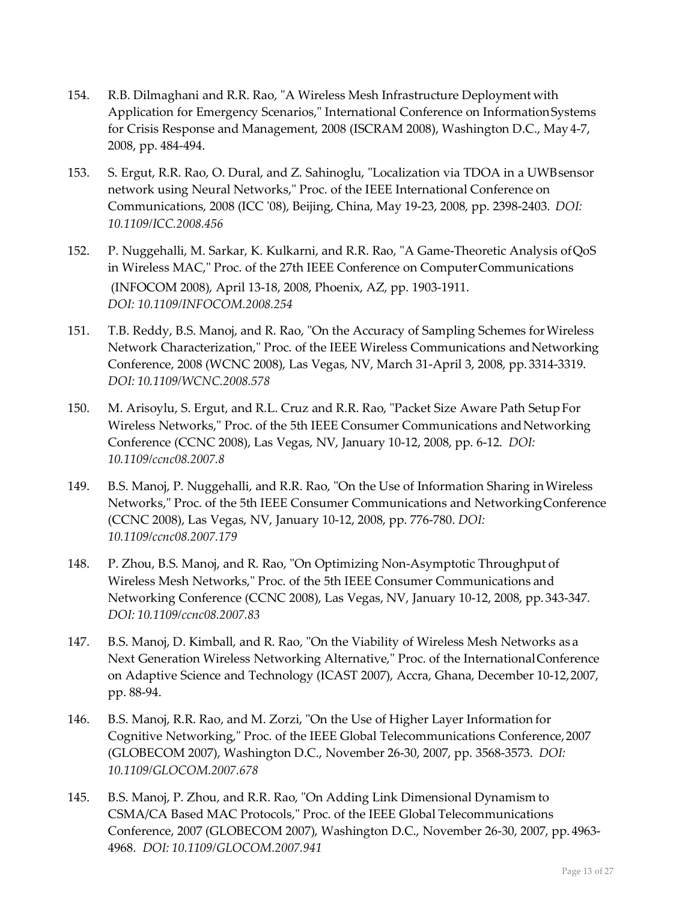154. R.B. Dilmaghani and R.R. Rao, "A Wireless Mesh Infrastructure Deployment with Application for Emergency Scenarios," International Conference on Information Systems for Crisis Response and Management, 2008 (ISCRAM 2008), Washington D.C., May 4-7, 2008, pp. 484-494.

153. S. Ergut, R.R. Rao, O. Dural, and Z. Sahinoglu, "Localization via TDOA in a UWB sensor network using Neural Networks," Proc. of the IEEE International Conference on Communications, 2008 (ICC '08), Beijing, China, May 19-23, 2008, pp. 2398-2403. *DOI: 10.1109/ICC.2008.456*

152. P. Nuggehalli, M. Sarkar, K. Kulkarni, and R.R. Rao, "A Game-Theoretic Analysis of QoS in Wireless MAC," Proc. of the 27th IEEE Conference on Computer Communications (INFOCOM 2008), April 13-18, 2008, Phoenix, AZ, pp. 1903-1911. *DOI: 10.1109/INFOCOM.2008.254*

151. T.B. Reddy, B.S. Manoj, and R. Rao, "On the Accuracy of Sampling Schemes for Wireless Network Characterization," Proc. of the IEEE Wireless Communications and Networking Conference, 2008 (WCNC 2008), Las Vegas, NV, March 31-April 3, 2008, pp. 3314-3319. *DOI: 10.1109/WCNC.2008.578*

150. M. Arisoylu, S. Ergut, and R.L. Cruz and R.R. Rao, "Packet Size Aware Path Setup For Wireless Networks," Proc. of the 5th IEEE Consumer Communications and Networking Conference (CCNC 2008), Las Vegas, NV, January 10-12, 2008, pp. 6-12. *DOI: 10.1109/ccnc08.2007.8*

149. B.S. Manoj, P. Nuggehalli, and R.R. Rao, "On the Use of Information Sharing in Wireless Networks," Proc. of the 5th IEEE Consumer Communications and Networking Conference (CCNC 2008), Las Vegas, NV, January 10-12, 2008, pp. 776-780. *DOI: 10.1109/ccnc08.2007.179*

148. P. Zhou, B.S. Manoj, and R. Rao, "On Optimizing Non-Asymptotic Throughput of Wireless Mesh Networks," Proc. of the 5th IEEE Consumer Communications and Networking Conference (CCNC 2008), Las Vegas, NV, January 10-12, 2008, pp. 343-347. *DOI: 10.1109/ccnc08.2007.83*

147. B.S. Manoj, D. Kimball, and R. Rao, "On the Viability of Wireless Mesh Networks as a Next Generation Wireless Networking Alternative," Proc. of the International Conference on Adaptive Science and Technology (ICAST 2007), Accra, Ghana, December 10-12, 2007, pp. 88-94.

146. B.S. Manoj, R.R. Rao, and M. Zorzi, "On the Use of Higher Layer Information for Cognitive Networking," Proc. of the IEEE Global Telecommunications Conference, 2007 (GLOBECOM 2007), Washington D.C., November 26-30, 2007, pp. 3568-3573. *DOI: 10.1109/GLOCOM.2007.678*

145. B.S. Manoj, P. Zhou, and R.R. Rao, "On Adding Link Dimensional Dynamism to CSMA/CA Based MAC Protocols," Proc. of the IEEE Global Telecommunications Conference, 2007 (GLOBECOM 2007), Washington D.C., November 26-30, 2007, pp. 4963-4968. *DOI: 10.1109/GLOCOM.2007.941*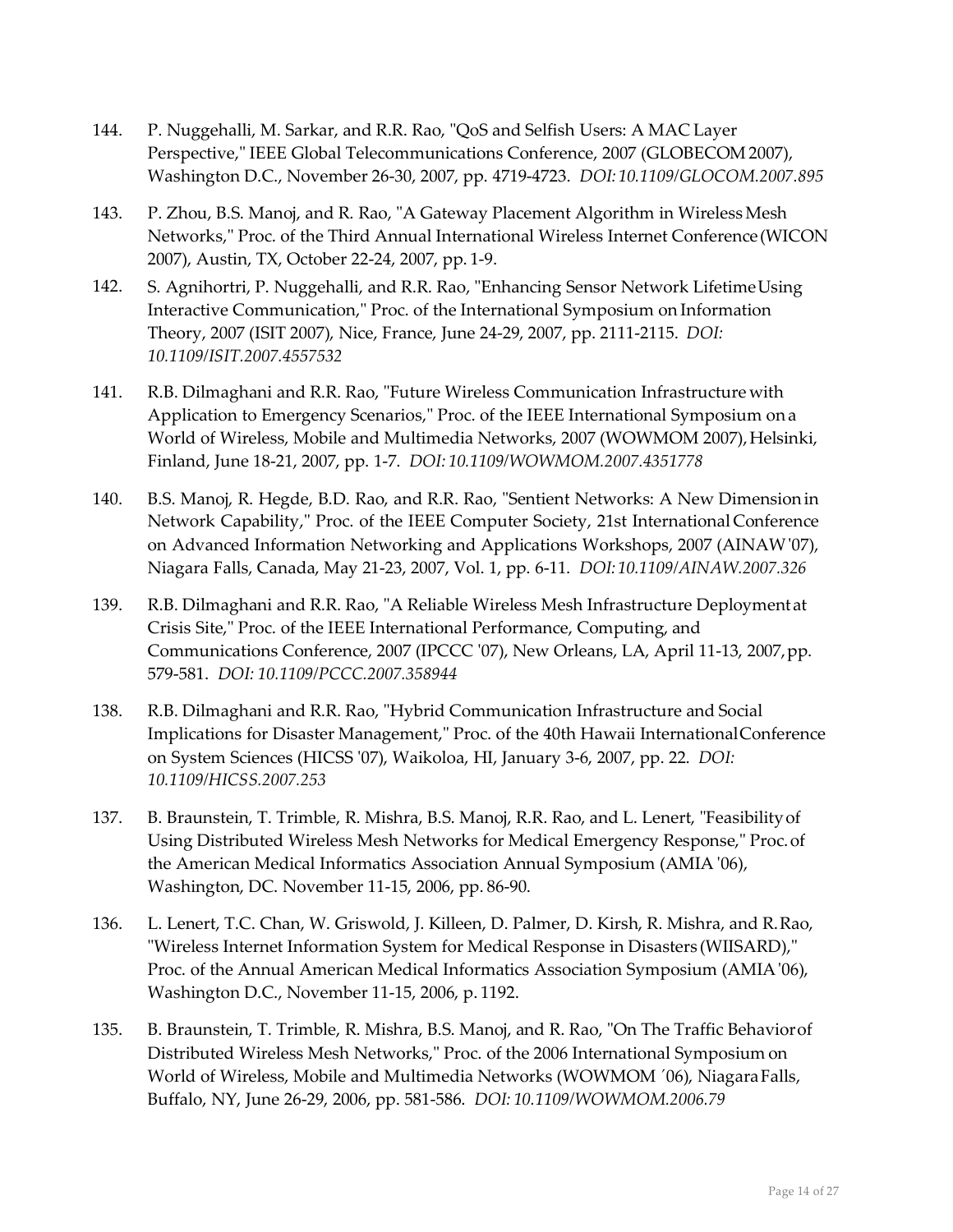144. P. Nuggehalli, M. Sarkar, and R.R. Rao, "QoS and Selfish Users: A MAC Layer Perspective," IEEE Global Telecommunications Conference, 2007 (GLOBECOM 2007), Washington D.C., November 26-30, 2007, pp. 4719-4723. *DOI: 10.1109/GLOCOM.2007.895*

143. P. Zhou, B.S. Manoj, and R. Rao, "A Gateway Placement Algorithm in Wireless Mesh Networks," Proc. of the Third Annual International Wireless Internet Conference (WICON 2007), Austin, TX, October 22-24, 2007, pp. 1-9.

142. S. Agnihortri, P. Nuggehalli, and R.R. Rao, "Enhancing Sensor Network Lifetime Using Interactive Communication," Proc. of the International Symposium on Information Theory, 2007 (ISIT 2007), Nice, France, June 24-29, 2007, pp. 2111-2115. *DOI: 10.1109/ISIT.2007.4557532*

141. R.B. Dilmaghani and R.R. Rao, "Future Wireless Communication Infrastructure with Application to Emergency Scenarios," Proc. of the IEEE International Symposium on a World of Wireless, Mobile and Multimedia Networks, 2007 (WOWMOM 2007), Helsinki, Finland, June 18-21, 2007, pp. 1-7. *DOI: 10.1109/WOWMOM.2007.4351778*

140. B.S. Manoj, R. Hegde, B.D. Rao, and R.R. Rao, "Sentient Networks: A New Dimension in Network Capability," Proc. of the IEEE Computer Society, 21st International Conference on Advanced Information Networking and Applications Workshops, 2007 (AINAW '07), Niagara Falls, Canada, May 21-23, 2007, Vol. 1, pp. 6-11. *DOI: 10.1109/AINAW.2007.326*

139. R.B. Dilmaghani and R.R. Rao, "A Reliable Wireless Mesh Infrastructure Deployment at Crisis Site," Proc. of the IEEE International Performance, Computing, and Communications Conference, 2007 (IPCCC '07), New Orleans, LA, April 11-13, 2007, pp. 579-581. *DOI: 10.1109/PCCC.2007.358944*

138. R.B. Dilmaghani and R.R. Rao, "Hybrid Communication Infrastructure and Social Implications for Disaster Management," Proc. of the 40th Hawaii International Conference on System Sciences (HICSS '07), Waikoloa, HI, January 3-6, 2007, pp. 22. *DOI: 10.1109/HICSS.2007.253*

137. B. Braunstein, T. Trimble, R. Mishra, B.S. Manoj, R.R. Rao, and L. Lenert, "Feasibility of Using Distributed Wireless Mesh Networks for Medical Emergency Response," Proc. of the American Medical Informatics Association Annual Symposium (AMIA '06), Washington, DC. November 11-15, 2006, pp. 86-90.

136. L. Lenert, T.C. Chan, W. Griswold, J. Killeen, D. Palmer, D. Kirsh, R. Mishra, and R. Rao, "Wireless Internet Information System for Medical Response in Disasters (WIISARD)," Proc. of the Annual American Medical Informatics Association Symposium (AMIA '06), Washington D.C., November 11-15, 2006, p. 1192.

135. B. Braunstein, T. Trimble, R. Mishra, B.S. Manoj, and R. Rao, "On The Traffic Behavior of Distributed Wireless Mesh Networks," Proc. of the 2006 International Symposium on World of Wireless, Mobile and Multimedia Networks (WOWMOM ´06), Niagara Falls, Buffalo, NY, June 26-29, 2006, pp. 581-586. *DOI: 10.1109/WOWMOM.2006.79*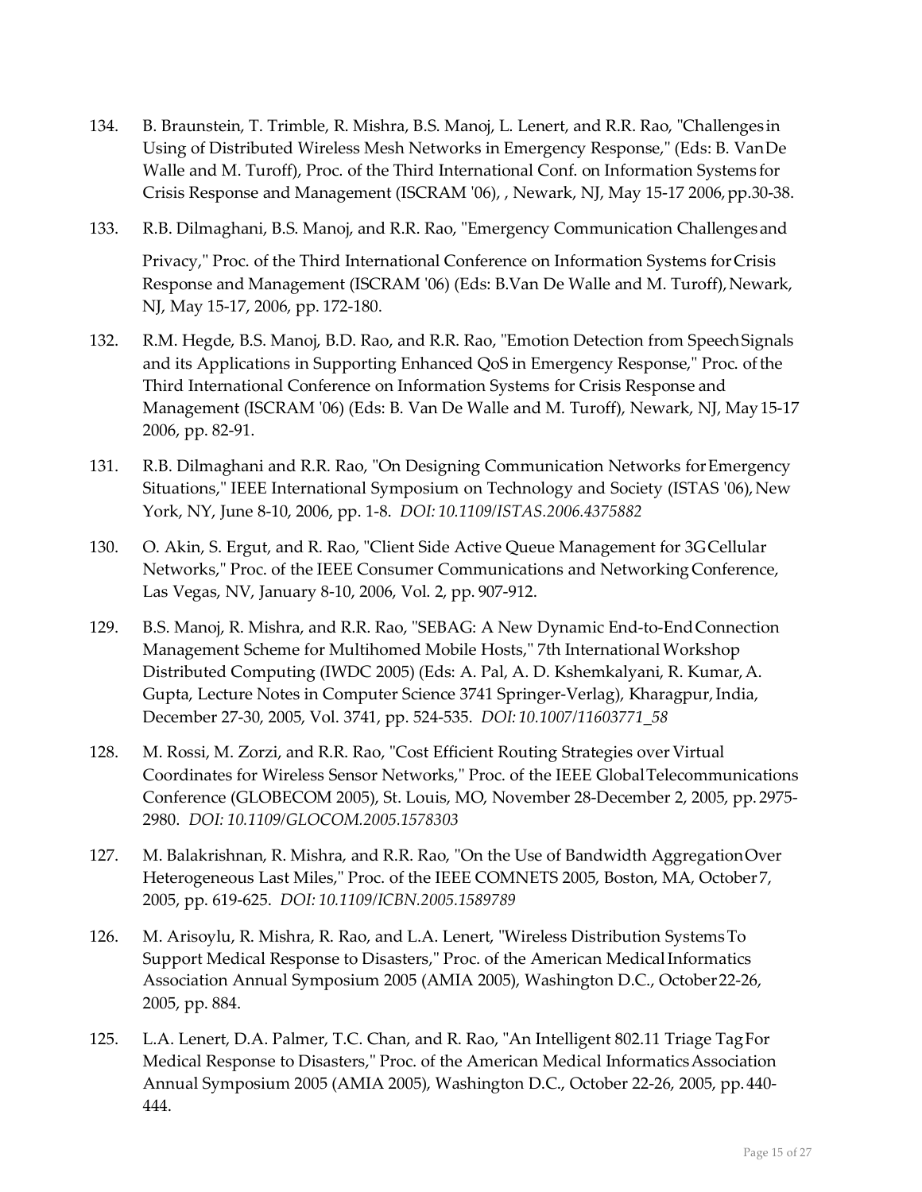134. B. Braunstein, T. Trimble, R. Mishra, B.S. Manoj, L. Lenert, and R.R. Rao, "Challenges in Using of Distributed Wireless Mesh Networks in Emergency Response," (Eds: B. Van De Walle and M. Turoff), Proc. of the Third International Conf. on Information Systems for Crisis Response and Management (ISCRAM '06), , Newark, NJ, May 15-17 2006, pp.30-38.

133. R.B. Dilmaghani, B.S. Manoj, and R.R. Rao, "Emergency Communication Challenges and Privacy," Proc. of the Third International Conference on Information Systems for Crisis Response and Management (ISCRAM '06) (Eds: B.Van De Walle and M. Turoff), Newark, NJ, May 15-17, 2006, pp. 172-180.

132. R.M. Hegde, B.S. Manoj, B.D. Rao, and R.R. Rao, "Emotion Detection from Speech Signals and its Applications in Supporting Enhanced QoS in Emergency Response," Proc. of the Third International Conference on Information Systems for Crisis Response and Management (ISCRAM '06) (Eds: B. Van De Walle and M. Turoff), Newark, NJ, May 15-17 2006, pp. 82-91.

131. R.B. Dilmaghani and R.R. Rao, "On Designing Communication Networks for Emergency Situations," IEEE International Symposium on Technology and Society (ISTAS '06), New York, NY, June 8-10, 2006, pp. 1-8. *DOI: 10.1109/ISTAS.2006.4375882*

130. O. Akin, S. Ergut, and R. Rao, "Client Side Active Queue Management for 3G Cellular Networks," Proc. of the IEEE Consumer Communications and Networking Conference, Las Vegas, NV, January 8-10, 2006, Vol. 2, pp. 907-912.

129. B.S. Manoj, R. Mishra, and R.R. Rao, "SEBAG: A New Dynamic End-to-End Connection Management Scheme for Multihomed Mobile Hosts," 7th International Workshop Distributed Computing (IWDC 2005) (Eds: A. Pal, A. D. Kshemkalyani, R. Kumar, A. Gupta, Lecture Notes in Computer Science 3741 Springer-Verlag), Kharagpur, India, December 27-30, 2005, Vol. 3741, pp. 524-535. *DOI: 10.1007/11603771_58*

128. M. Rossi, M. Zorzi, and R.R. Rao, "Cost Efficient Routing Strategies over Virtual Coordinates for Wireless Sensor Networks," Proc. of the IEEE Global Telecommunications Conference (GLOBECOM 2005), St. Louis, MO, November 28-December 2, 2005, pp. 2975-2980. *DOI: 10.1109/GLOCOM.2005.1578303*

127. M. Balakrishnan, R. Mishra, and R.R. Rao, "On the Use of Bandwidth Aggregation Over Heterogeneous Last Miles," Proc. of the IEEE COMNETS 2005, Boston, MA, October 7, 2005, pp. 619-625. *DOI: 10.1109/ICBN.2005.1589789*

126. M. Arisoylu, R. Mishra, R. Rao, and L.A. Lenert, "Wireless Distribution Systems To Support Medical Response to Disasters," Proc. of the American Medical Informatics Association Annual Symposium 2005 (AMIA 2005), Washington D.C., October 22-26, 2005, pp. 884.

125. L.A. Lenert, D.A. Palmer, T.C. Chan, and R. Rao, "An Intelligent 802.11 Triage Tag For Medical Response to Disasters," Proc. of the American Medical Informatics Association Annual Symposium 2005 (AMIA 2005), Washington D.C., October 22-26, 2005, pp. 440-444.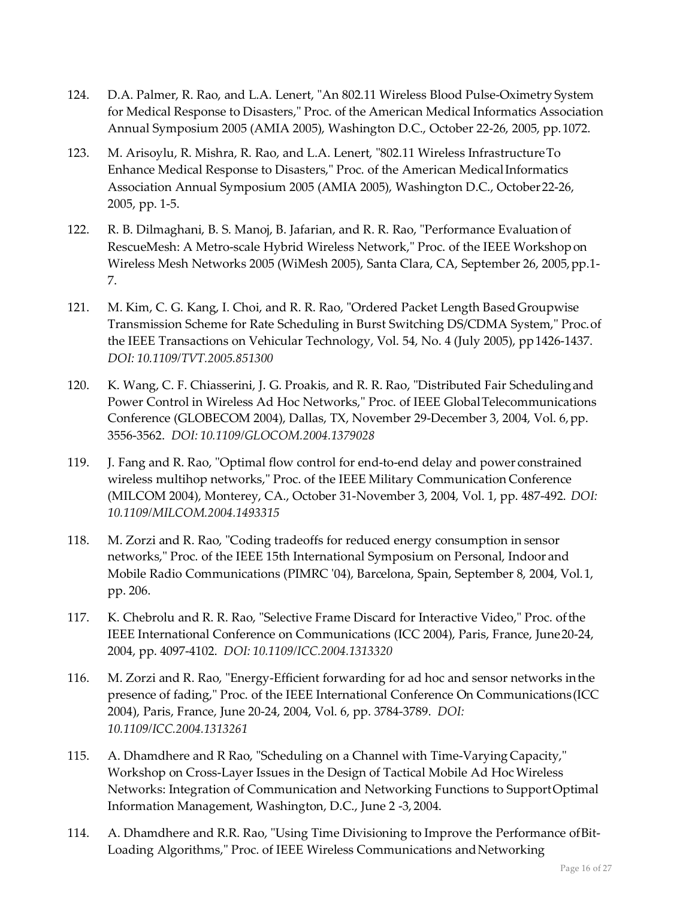124. D.A. Palmer, R. Rao, and L.A. Lenert, "An 802.11 Wireless Blood Pulse-Oximetry System for Medical Response to Disasters," Proc. of the American Medical Informatics Association Annual Symposium 2005 (AMIA 2005), Washington D.C., October 22-26, 2005, pp. 1072.

123. M. Arisoylu, R. Mishra, R. Rao, and L.A. Lenert, "802.11 Wireless Infrastructure To Enhance Medical Response to Disasters," Proc. of the American Medical Informatics Association Annual Symposium 2005 (AMIA 2005), Washington D.C., October 22-26, 2005, pp. 1-5.

122. R. B. Dilmaghani, B. S. Manoj, B. Jafarian, and R. R. Rao, "Performance Evaluation of RescueMesh: A Metro-scale Hybrid Wireless Network," Proc. of the IEEE Workshop on Wireless Mesh Networks 2005 (WiMesh 2005), Santa Clara, CA, September 26, 2005, pp.1-7.

121. M. Kim, C. G. Kang, I. Choi, and R. R. Rao, "Ordered Packet Length Based Groupwise Transmission Scheme for Rate Scheduling in Burst Switching DS/CDMA System," Proc. of the IEEE Transactions on Vehicular Technology, Vol. 54, No. 4 (July 2005), pp 1426-1437. *DOI: 10.1109/TVT.2005.851300*

120. K. Wang, C. F. Chiasserini, J. G. Proakis, and R. R. Rao, "Distributed Fair Scheduling and Power Control in Wireless Ad Hoc Networks," Proc. of IEEE Global Telecommunications Conference (GLOBECOM 2004), Dallas, TX, November 29-December 3, 2004, Vol. 6, pp. 3556-3562. *DOI: 10.1109/GLOCOM.2004.1379028*

119. J. Fang and R. Rao, "Optimal flow control for end-to-end delay and power constrained wireless multihop networks," Proc. of the IEEE Military Communication Conference (MILCOM 2004), Monterey, CA., October 31-November 3, 2004, Vol. 1, pp. 487-492. *DOI: 10.1109/MILCOM.2004.1493315*

118. M. Zorzi and R. Rao, "Coding tradeoffs for reduced energy consumption in sensor networks," Proc. of the IEEE 15th International Symposium on Personal, Indoor and Mobile Radio Communications (PIMRC '04), Barcelona, Spain, September 8, 2004, Vol. 1, pp. 206.

117. K. Chebrolu and R. R. Rao, "Selective Frame Discard for Interactive Video," Proc. of the IEEE International Conference on Communications (ICC 2004), Paris, France, June 20-24, 2004, pp. 4097-4102. *DOI: 10.1109/ICC.2004.1313320*

116. M. Zorzi and R. Rao, "Energy-Efficient forwarding for ad hoc and sensor networks in the presence of fading," Proc. of the IEEE International Conference On Communications (ICC 2004), Paris, France, June 20-24, 2004, Vol. 6, pp. 3784-3789. *DOI: 10.1109/ICC.2004.1313261*

115. A. Dhamdhere and R Rao, "Scheduling on a Channel with Time-Varying Capacity," Workshop on Cross-Layer Issues in the Design of Tactical Mobile Ad Hoc Wireless Networks: Integration of Communication and Networking Functions to Support Optimal Information Management, Washington, D.C., June 2 -3, 2004.

114. A. Dhamdhere and R.R. Rao, "Using Time Divisioning to Improve the Performance of Bit-Loading Algorithms," Proc. of IEEE Wireless Communications and Networking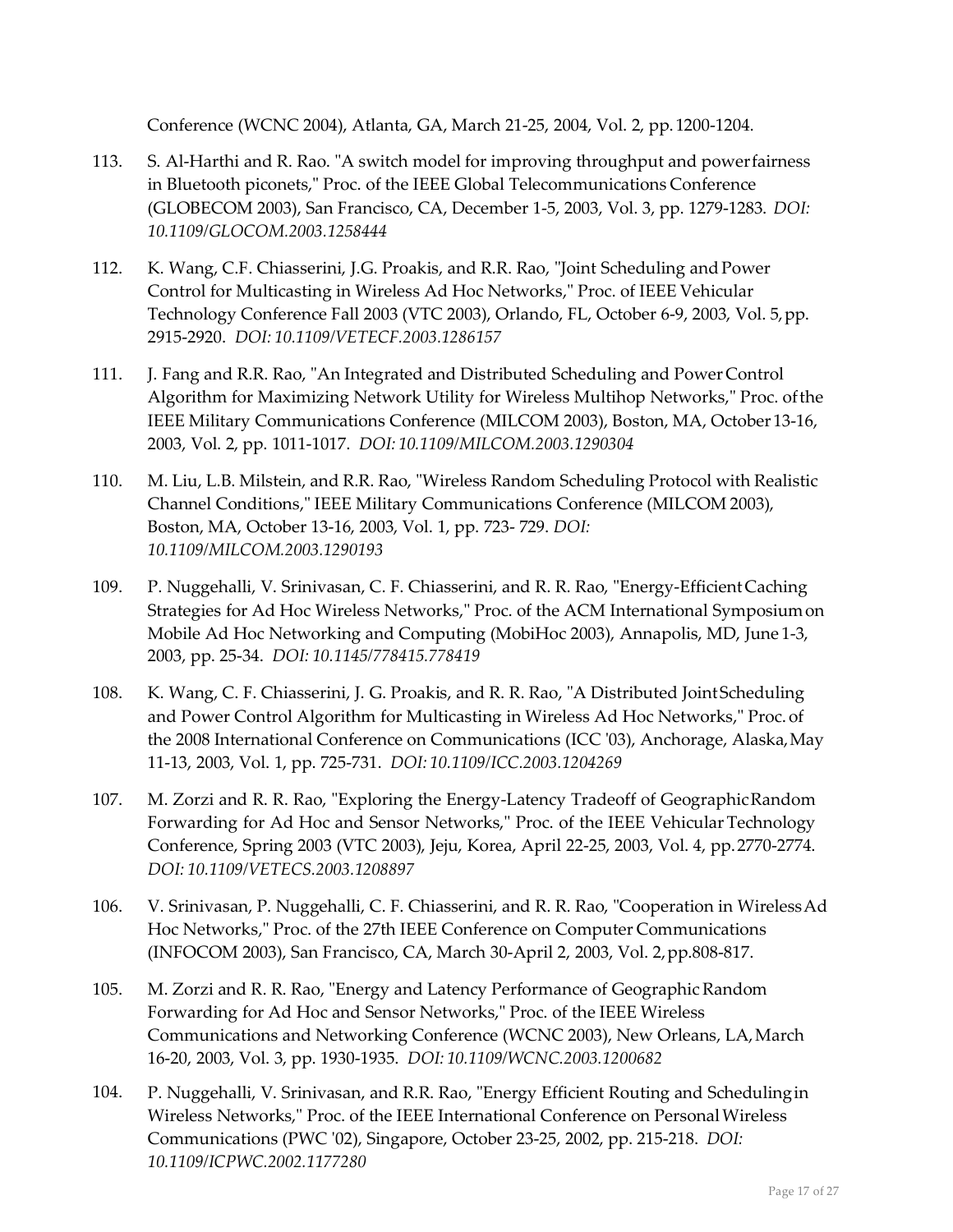Conference (WCNC 2004), Atlanta, GA, March 21-25, 2004, Vol. 2, pp. 1200-1204.

113. S. Al-Harthi and R. Rao. "A switch model for improving throughput and power fairness in Bluetooth piconets," Proc. of the IEEE Global Telecommunications Conference (GLOBECOM 2003), San Francisco, CA, December 1-5, 2003, Vol. 3, pp. 1279-1283. *DOI: 10.1109/GLOCOM.2003.1258444*

112. K. Wang, C.F. Chiasserini, J.G. Proakis, and R.R. Rao, "Joint Scheduling and Power Control for Multicasting in Wireless Ad Hoc Networks," Proc. of IEEE Vehicular Technology Conference Fall 2003 (VTC 2003), Orlando, FL, October 6-9, 2003, Vol. 5, pp. 2915-2920. *DOI: 10.1109/VETECF.2003.1286157*

111. J. Fang and R.R. Rao, "An Integrated and Distributed Scheduling and Power Control Algorithm for Maximizing Network Utility for Wireless Multihop Networks," Proc. of the IEEE Military Communications Conference (MILCOM 2003), Boston, MA, October 13-16, 2003, Vol. 2, pp. 1011-1017. *DOI: 10.1109/MILCOM.2003.1290304*

110. M. Liu, L.B. Milstein, and R.R. Rao, "Wireless Random Scheduling Protocol with Realistic Channel Conditions," IEEE Military Communications Conference (MILCOM 2003), Boston, MA, October 13-16, 2003, Vol. 1, pp. 723- 729. *DOI: 10.1109/MILCOM.2003.1290193*

109. P. Nuggehalli, V. Srinivasan, C. F. Chiasserini, and R. R. Rao, "Energy-Efficient Caching Strategies for Ad Hoc Wireless Networks," Proc. of the ACM International Symposium on Mobile Ad Hoc Networking and Computing (MobiHoc 2003), Annapolis, MD, June 1-3, 2003, pp. 25-34. *DOI: 10.1145/778415.778419*

108. K. Wang, C. F. Chiasserini, J. G. Proakis, and R. R. Rao, "A Distributed Joint Scheduling and Power Control Algorithm for Multicasting in Wireless Ad Hoc Networks," Proc. of the 2008 International Conference on Communications (ICC '03), Anchorage, Alaska, May 11-13, 2003, Vol. 1, pp. 725-731. *DOI: 10.1109/ICC.2003.1204269*

107. M. Zorzi and R. R. Rao, "Exploring the Energy-Latency Tradeoff of Geographic Random Forwarding for Ad Hoc and Sensor Networks," Proc. of the IEEE Vehicular Technology Conference, Spring 2003 (VTC 2003), Jeju, Korea, April 22-25, 2003, Vol. 4, pp. 2770-2774. *DOI: 10.1109/VETECS.2003.1208897*

106. V. Srinivasan, P. Nuggehalli, C. F. Chiasserini, and R. R. Rao, "Cooperation in Wireless Ad Hoc Networks," Proc. of the 27th IEEE Conference on Computer Communications (INFOCOM 2003), San Francisco, CA, March 30-April 2, 2003, Vol. 2, pp.808-817.

105. M. Zorzi and R. R. Rao, "Energy and Latency Performance of Geographic Random Forwarding for Ad Hoc and Sensor Networks," Proc. of the IEEE Wireless Communications and Networking Conference (WCNC 2003), New Orleans, LA, March 16-20, 2003, Vol. 3, pp. 1930-1935. *DOI: 10.1109/WCNC.2003.1200682*

104. P. Nuggehalli, V. Srinivasan, and R.R. Rao, "Energy Efficient Routing and Scheduling in Wireless Networks," Proc. of the IEEE International Conference on Personal Wireless Communications (PWC '02), Singapore, October 23-25, 2002, pp. 215-218. *DOI: 10.1109/ICPWC.2002.1177280*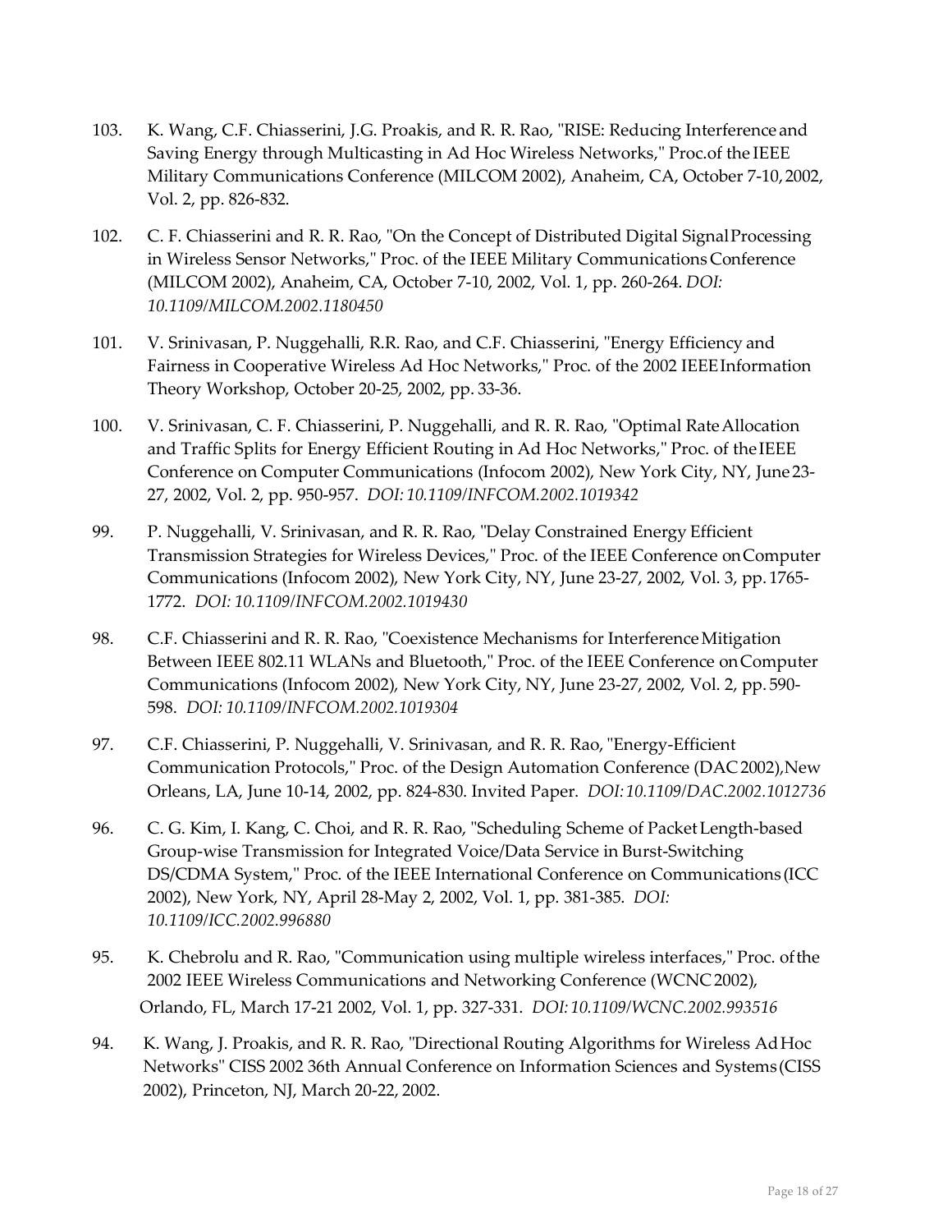103. K. Wang, C.F. Chiasserini, J.G. Proakis, and R. R. Rao, "RISE: Reducing Interference and Saving Energy through Multicasting in Ad Hoc Wireless Networks," Proc.of the IEEE Military Communications Conference (MILCOM 2002), Anaheim, CA, October 7-10, 2002, Vol. 2, pp. 826-832.

102. C. F. Chiasserini and R. R. Rao, "On the Concept of Distributed Digital Signal Processing in Wireless Sensor Networks," Proc. of the IEEE Military Communications Conference (MILCOM 2002), Anaheim, CA, October 7-10, 2002, Vol. 1, pp. 260-264. *DOI: 10.1109/MILCOM.2002.1180450*

101. V. Srinivasan, P. Nuggehalli, R.R. Rao, and C.F. Chiasserini, "Energy Efficiency and Fairness in Cooperative Wireless Ad Hoc Networks," Proc. of the 2002 IEEE Information Theory Workshop, October 20-25, 2002, pp. 33-36.

100. V. Srinivasan, C. F. Chiasserini, P. Nuggehalli, and R. R. Rao, "Optimal Rate Allocation and Traffic Splits for Energy Efficient Routing in Ad Hoc Networks," Proc. of the IEEE Conference on Computer Communications (Infocom 2002), New York City, NY, June 23-27, 2002, Vol. 2, pp. 950-957. *DOI: 10.1109/INFCOM.2002.1019342*

99. P. Nuggehalli, V. Srinivasan, and R. R. Rao, "Delay Constrained Energy Efficient Transmission Strategies for Wireless Devices," Proc. of the IEEE Conference on Computer Communications (Infocom 2002), New York City, NY, June 23-27, 2002, Vol. 3, pp. 1765-1772. *DOI: 10.1109/INFCOM.2002.1019430*

98. C.F. Chiasserini and R. R. Rao, "Coexistence Mechanisms for Interference Mitigation Between IEEE 802.11 WLANs and Bluetooth," Proc. of the IEEE Conference on Computer Communications (Infocom 2002), New York City, NY, June 23-27, 2002, Vol. 2, pp. 590-598. *DOI: 10.1109/INFCOM.2002.1019304*

97. C.F. Chiasserini, P. Nuggehalli, V. Srinivasan, and R. R. Rao, "Energy-Efficient Communication Protocols," Proc. of the Design Automation Conference (DAC 2002), New Orleans, LA, June 10-14, 2002, pp. 824-830. Invited Paper. *DOI: 10.1109/DAC.2002.1012736*

96. C. G. Kim, I. Kang, C. Choi, and R. R. Rao, "Scheduling Scheme of Packet Length-based Group-wise Transmission for Integrated Voice/Data Service in Burst-Switching DS/CDMA System," Proc. of the IEEE International Conference on Communications (ICC 2002), New York, NY, April 28-May 2, 2002, Vol. 1, pp. 381-385. *DOI: 10.1109/ICC.2002.996880*

95. K. Chebrolu and R. Rao, "Communication using multiple wireless interfaces," Proc. of the 2002 IEEE Wireless Communications and Networking Conference (WCNC 2002), Orlando, FL, March 17-21 2002, Vol. 1, pp. 327-331. *DOI: 10.1109/WCNC.2002.993516*

94. K. Wang, J. Proakis, and R. R. Rao, "Directional Routing Algorithms for Wireless Ad Hoc Networks" CISS 2002 36th Annual Conference on Information Sciences and Systems (CISS 2002), Princeton, NJ, March 20-22, 2002.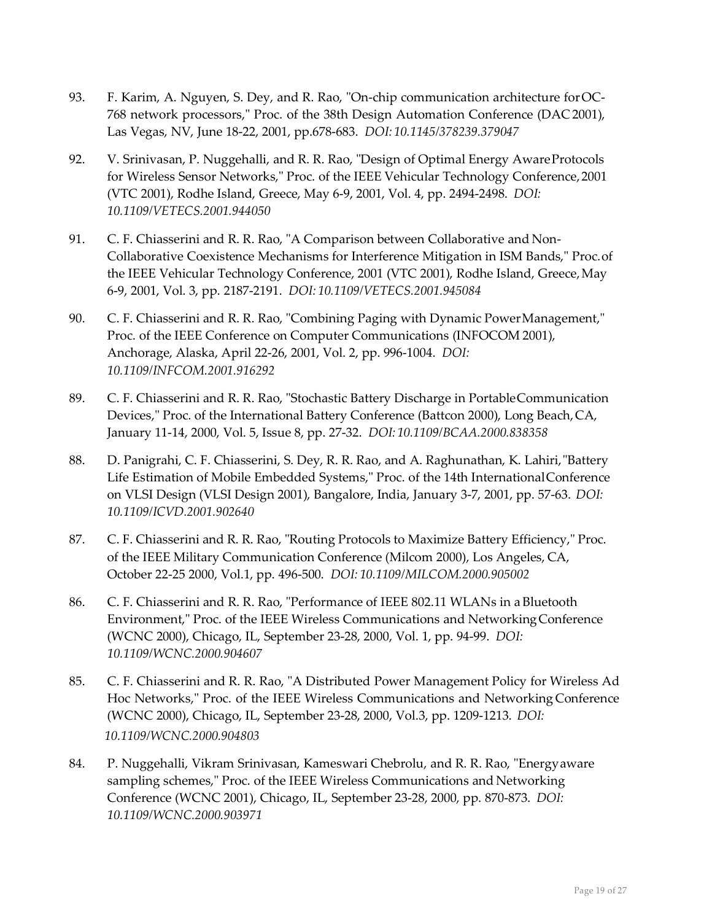93. F. Karim, A. Nguyen, S. Dey, and R. Rao, "On-chip communication architecture for OC-768 network processors," Proc. of the 38th Design Automation Conference (DAC 2001), Las Vegas, NV, June 18-22, 2001, pp.678-683. *DOI: 10.1145/378239.379047*

92. V. Srinivasan, P. Nuggehalli, and R. R. Rao, "Design of Optimal Energy Aware Protocols for Wireless Sensor Networks," Proc. of the IEEE Vehicular Technology Conference, 2001 (VTC 2001), Rodhe Island, Greece, May 6-9, 2001, Vol. 4, pp. 2494-2498. *DOI: 10.1109/VETECS.2001.944050*

91. C. F. Chiasserini and R. R. Rao, "A Comparison between Collaborative and Non-Collaborative Coexistence Mechanisms for Interference Mitigation in ISM Bands," Proc. of the IEEE Vehicular Technology Conference, 2001 (VTC 2001), Rodhe Island, Greece, May 6-9, 2001, Vol. 3, pp. 2187-2191. *DOI: 10.1109/VETECS.2001.945084*

90. C. F. Chiasserini and R. R. Rao, "Combining Paging with Dynamic Power Management," Proc. of the IEEE Conference on Computer Communications (INFOCOM 2001), Anchorage, Alaska, April 22-26, 2001, Vol. 2, pp. 996-1004. *DOI: 10.1109/INFCOM.2001.916292*

89. C. F. Chiasserini and R. R. Rao, "Stochastic Battery Discharge in Portable Communication Devices," Proc. of the International Battery Conference (Battcon 2000), Long Beach, CA, January 11-14, 2000, Vol. 5, Issue 8, pp. 27-32. *DOI: 10.1109/BCAA.2000.838358*

88. D. Panigrahi, C. F. Chiasserini, S. Dey, R. R. Rao, and A. Raghunathan, K. Lahiri, "Battery Life Estimation of Mobile Embedded Systems," Proc. of the 14th International Conference on VLSI Design (VLSI Design 2001), Bangalore, India, January 3-7, 2001, pp. 57-63. *DOI: 10.1109/ICVD.2001.902640*

87. C. F. Chiasserini and R. R. Rao, "Routing Protocols to Maximize Battery Efficiency," Proc. of the IEEE Military Communication Conference (Milcom 2000), Los Angeles, CA, October 22-25 2000, Vol.1, pp. 496-500. *DOI: 10.1109/MILCOM.2000.905002*

86. C. F. Chiasserini and R. R. Rao, "Performance of IEEE 802.11 WLANs in a Bluetooth Environment," Proc. of the IEEE Wireless Communications and Networking Conference (WCNC 2000), Chicago, IL, September 23-28, 2000, Vol. 1, pp. 94-99. *DOI: 10.1109/WCNC.2000.904607*

85. C. F. Chiasserini and R. R. Rao, "A Distributed Power Management Policy for Wireless Ad Hoc Networks," Proc. of the IEEE Wireless Communications and Networking Conference (WCNC 2000), Chicago, IL, September 23-28, 2000, Vol.3, pp. 1209-1213. *DOI: 10.1109/WCNC.2000.904803*

84. P. Nuggehalli, Vikram Srinivasan, Kameswari Chebrolu, and R. R. Rao, "Energy aware sampling schemes," Proc. of the IEEE Wireless Communications and Networking Conference (WCNC 2001), Chicago, IL, September 23-28, 2000, pp. 870-873. *DOI: 10.1109/WCNC.2000.903971*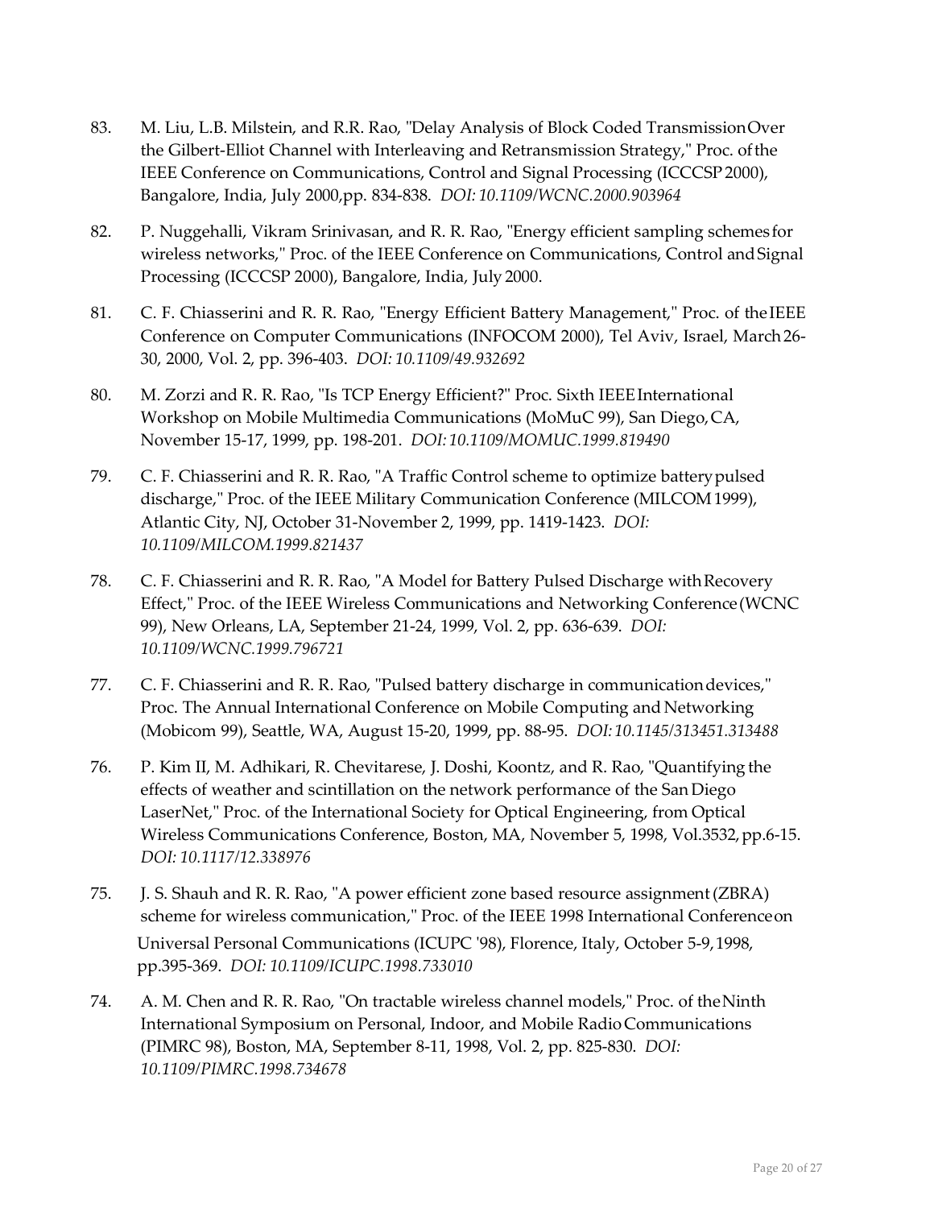83. M. Liu, L.B. Milstein, and R.R. Rao, "Delay Analysis of Block Coded Transmission Over the Gilbert-Elliot Channel with Interleaving and Retransmission Strategy," Proc. of the IEEE Conference on Communications, Control and Signal Processing (ICCCSP 2000), Bangalore, India, July 2000, pp. 834-838. *DOI: 10.1109/WCNC.2000.903964*

82. P. Nuggehalli, Vikram Srinivasan, and R. R. Rao, "Energy efficient sampling schemes for wireless networks," Proc. of the IEEE Conference on Communications, Control and Signal Processing (ICCCSP 2000), Bangalore, India, July 2000.

81. C. F. Chiasserini and R. R. Rao, "Energy Efficient Battery Management," Proc. of the IEEE Conference on Computer Communications (INFOCOM 2000), Tel Aviv, Israel, March 26-30, 2000, Vol. 2, pp. 396-403. *DOI: 10.1109/49.932692*

80. M. Zorzi and R. R. Rao, "Is TCP Energy Efficient?" Proc. Sixth IEEE International Workshop on Mobile Multimedia Communications (MoMuC 99), San Diego, CA, November 15-17, 1999, pp. 198-201. *DOI: 10.1109/MOMUC.1999.819490*

79. C. F. Chiasserini and R. R. Rao, "A Traffic Control scheme to optimize battery pulsed discharge," Proc. of the IEEE Military Communication Conference (MILCOM 1999), Atlantic City, NJ, October 31-November 2, 1999, pp. 1419-1423. *DOI: 10.1109/MILCOM.1999.821437*

78. C. F. Chiasserini and R. R. Rao, "A Model for Battery Pulsed Discharge with Recovery Effect," Proc. of the IEEE Wireless Communications and Networking Conference (WCNC 99), New Orleans, LA, September 21-24, 1999, Vol. 2, pp. 636-639. *DOI: 10.1109/WCNC.1999.796721*

77. C. F. Chiasserini and R. R. Rao, "Pulsed battery discharge in communication devices," Proc. The Annual International Conference on Mobile Computing and Networking (Mobicom 99), Seattle, WA, August 15-20, 1999, pp. 88-95. *DOI: 10.1145/313451.313488*

76. P. Kim II, M. Adhikari, R. Chevitarese, J. Doshi, Koontz, and R. Rao, "Quantifying the effects of weather and scintillation on the network performance of the San Diego LaserNet," Proc. of the International Society for Optical Engineering, from Optical Wireless Communications Conference, Boston, MA, November 5, 1998, Vol.3532, pp.6-15. *DOI: 10.1117/12.338976*

75. J. S. Shauh and R. R. Rao, "A power efficient zone based resource assignment (ZBRA) scheme for wireless communication," Proc. of the IEEE 1998 International Conference on Universal Personal Communications (ICUPC '98), Florence, Italy, October 5-9, 1998, pp.395-369. *DOI: 10.1109/ICUPC.1998.733010*

74. A. M. Chen and R. R. Rao, "On tractable wireless channel models," Proc. of the Ninth International Symposium on Personal, Indoor, and Mobile Radio Communications (PIMRC 98), Boston, MA, September 8-11, 1998, Vol. 2, pp. 825-830. *DOI: 10.1109/PIMRC.1998.734678*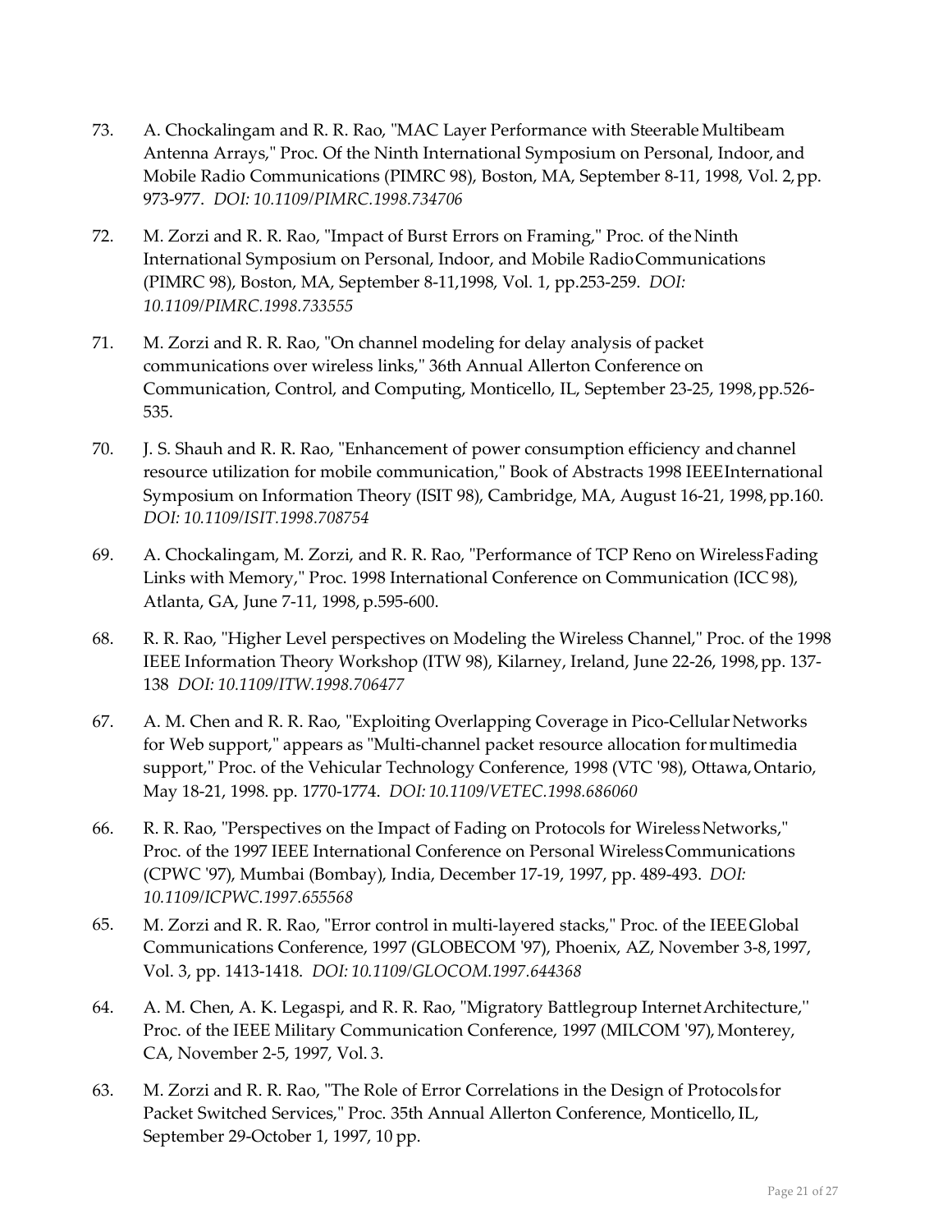73. A. Chockalingam and R. R. Rao, "MAC Layer Performance with Steerable Multibeam Antenna Arrays," Proc. Of the Ninth International Symposium on Personal, Indoor, and Mobile Radio Communications (PIMRC 98), Boston, MA, September 8-11, 1998, Vol. 2, pp. 973-977. *DOI: 10.1109/PIMRC.1998.734706*

72. M. Zorzi and R. R. Rao, "Impact of Burst Errors on Framing," Proc. of the Ninth International Symposium on Personal, Indoor, and Mobile Radio Communications (PIMRC 98), Boston, MA, September 8-11,1998, Vol. 1, pp.253-259. *DOI: 10.1109/PIMRC.1998.733555*

71. M. Zorzi and R. R. Rao, "On channel modeling for delay analysis of packet communications over wireless links," 36th Annual Allerton Conference on Communication, Control, and Computing, Monticello, IL, September 23-25, 1998, pp.526-535.

70. J. S. Shauh and R. R. Rao, "Enhancement of power consumption efficiency and channel resource utilization for mobile communication," Book of Abstracts 1998 IEEE International Symposium on Information Theory (ISIT 98), Cambridge, MA, August 16-21, 1998, pp.160. *DOI: 10.1109/ISIT.1998.708754*

69. A. Chockalingam, M. Zorzi, and R. R. Rao, "Performance of TCP Reno on Wireless Fading Links with Memory," Proc. 1998 International Conference on Communication (ICC 98), Atlanta, GA, June 7-11, 1998, p.595-600.

68. R. R. Rao, "Higher Level perspectives on Modeling the Wireless Channel," Proc. of the 1998 IEEE Information Theory Workshop (ITW 98), Kilarney, Ireland, June 22-26, 1998, pp. 137-138 *DOI: 10.1109/ITW.1998.706477*

67. A. M. Chen and R. R. Rao, "Exploiting Overlapping Coverage in Pico-Cellular Networks for Web support," appears as "Multi-channel packet resource allocation for multimedia support," Proc. of the Vehicular Technology Conference, 1998 (VTC '98), Ottawa, Ontario, May 18-21, 1998. pp. 1770-1774. *DOI: 10.1109/VETEC.1998.686060*

66. R. R. Rao, "Perspectives on the Impact of Fading on Protocols for Wireless Networks," Proc. of the 1997 IEEE International Conference on Personal Wireless Communications (CPWC '97), Mumbai (Bombay), India, December 17-19, 1997, pp. 489-493. *DOI: 10.1109/ICPWC.1997.655568*

65. M. Zorzi and R. R. Rao, "Error control in multi-layered stacks," Proc. of the IEEE Global Communications Conference, 1997 (GLOBECOM '97), Phoenix, AZ, November 3-8, 1997, Vol. 3, pp. 1413-1418. *DOI: 10.1109/GLOCOM.1997.644368*

64. A. M. Chen, A. K. Legaspi, and R. R. Rao, "Migratory Battlegroup Internet Architecture," Proc. of the IEEE Military Communication Conference, 1997 (MILCOM '97), Monterey, CA, November 2-5, 1997, Vol. 3.

63. M. Zorzi and R. R. Rao, "The Role of Error Correlations in the Design of Protocols for Packet Switched Services," Proc. 35th Annual Allerton Conference, Monticello, IL, September 29-October 1, 1997, 10 pp.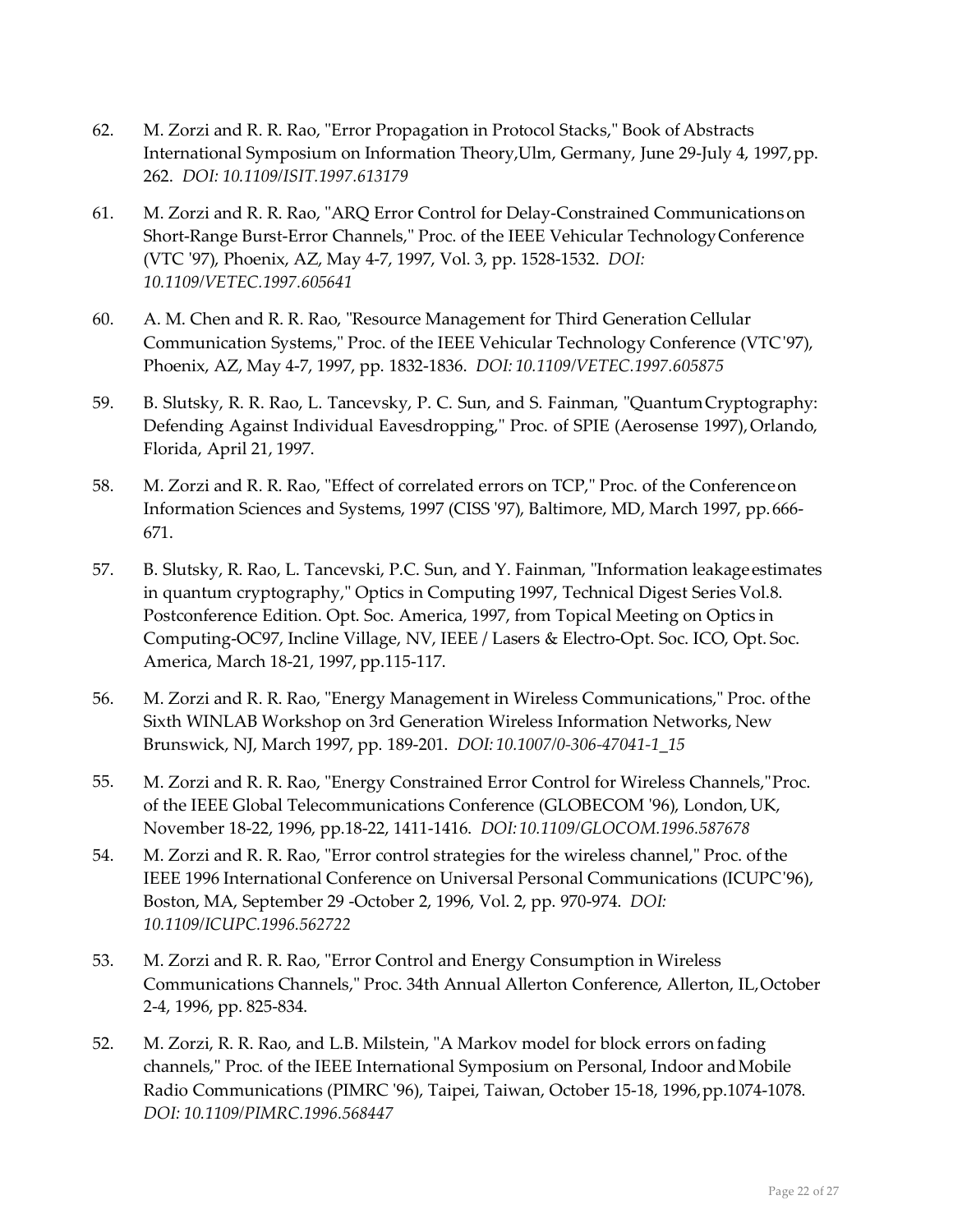62. M. Zorzi and R. R. Rao, "Error Propagation in Protocol Stacks," Book of Abstracts International Symposium on Information Theory,Ulm, Germany, June 29-July 4, 1997, pp. 262. *DOI: 10.1109/ISIT.1997.613179*

61. M. Zorzi and R. R. Rao, "ARQ Error Control for Delay-Constrained Communications on Short-Range Burst-Error Channels," Proc. of the IEEE Vehicular Technology Conference (VTC '97), Phoenix, AZ, May 4-7, 1997, Vol. 3, pp. 1528-1532. *DOI: 10.1109/VETEC.1997.605641*

60. A. M. Chen and R. R. Rao, "Resource Management for Third Generation Cellular Communication Systems," Proc. of the IEEE Vehicular Technology Conference (VTC '97), Phoenix, AZ, May 4-7, 1997, pp. 1832-1836. *DOI: 10.1109/VETEC.1997.605875*

59. B. Slutsky, R. R. Rao, L. Tancevsky, P. C. Sun, and S. Fainman, "Quantum Cryptography: Defending Against Individual Eavesdropping," Proc. of SPIE (Aerosense 1997), Orlando, Florida, April 21, 1997.

58. M. Zorzi and R. R. Rao, "Effect of correlated errors on TCP," Proc. of the Conference on Information Sciences and Systems, 1997 (CISS '97), Baltimore, MD, March 1997, pp. 666-671.

57. B. Slutsky, R. Rao, L. Tancevski, P.C. Sun, and Y. Fainman, "Information leakage estimates in quantum cryptography," Optics in Computing 1997, Technical Digest Series Vol.8. Postconference Edition. Opt. Soc. America, 1997, from Topical Meeting on Optics in Computing-OC97, Incline Village, NV, IEEE / Lasers & Electro-Opt. Soc. ICO, Opt. Soc. America, March 18-21, 1997, pp.115-117.

56. M. Zorzi and R. R. Rao, "Energy Management in Wireless Communications," Proc. of the Sixth WINLAB Workshop on 3rd Generation Wireless Information Networks, New Brunswick, NJ, March 1997, pp. 189-201. *DOI: 10.1007/0-306-47041-1_15*

55. M. Zorzi and R. R. Rao, "Energy Constrained Error Control for Wireless Channels," Proc. of the IEEE Global Telecommunications Conference (GLOBECOM '96), London, UK, November 18-22, 1996, pp.18-22, 1411-1416. *DOI: 10.1109/GLOCOM.1996.587678*

54. M. Zorzi and R. R. Rao, "Error control strategies for the wireless channel," Proc. of the IEEE 1996 International Conference on Universal Personal Communications (ICUPC '96), Boston, MA, September 29 -October 2, 1996, Vol. 2, pp. 970-974. *DOI: 10.1109/ICUPC.1996.562722*

53. M. Zorzi and R. R. Rao, "Error Control and Energy Consumption in Wireless Communications Channels," Proc. 34th Annual Allerton Conference, Allerton, IL, October 2-4, 1996, pp. 825-834.

52. M. Zorzi, R. R. Rao, and L.B. Milstein, "A Markov model for block errors on fading channels," Proc. of the IEEE International Symposium on Personal, Indoor and Mobile Radio Communications (PIMRC '96), Taipei, Taiwan, October 15-18, 1996, pp.1074-1078. *DOI: 10.1109/PIMRC.1996.568447*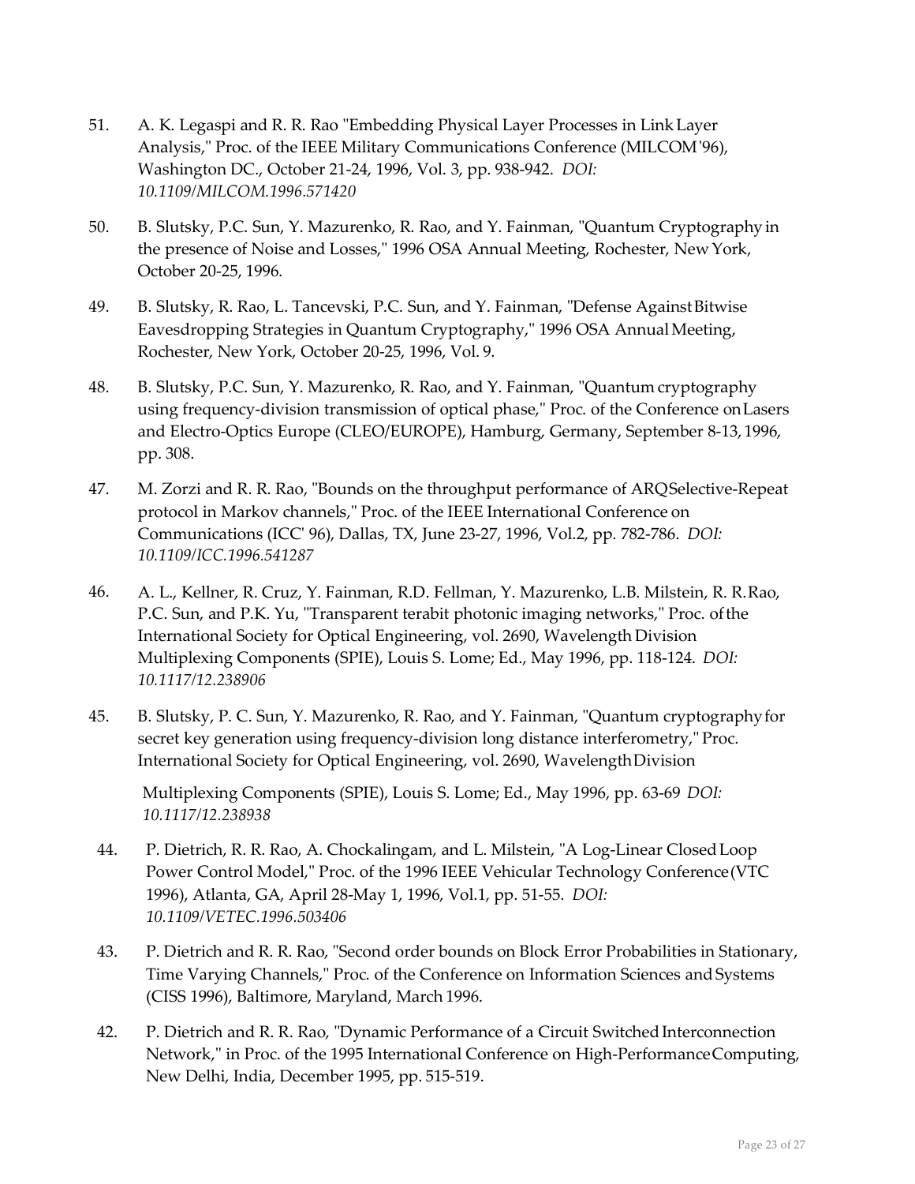51. A. K. Legaspi and R. R. Rao "Embedding Physical Layer Processes in Link Layer Analysis," Proc. of the IEEE Military Communications Conference (MILCOM'96), Washington DC., October 21-24, 1996, Vol. 3, pp. 938-942. *DOI: 10.1109/MILCOM.1996.571420*

50. B. Slutsky, P.C. Sun, Y. Mazurenko, R. Rao, and Y. Fainman, "Quantum Cryptography in the presence of Noise and Losses," 1996 OSA Annual Meeting, Rochester, New York, October 20-25, 1996.

49. B. Slutsky, R. Rao, L. Tancevski, P.C. Sun, and Y. Fainman, "Defense Against Bitwise Eavesdropping Strategies in Quantum Cryptography," 1996 OSA Annual Meeting, Rochester, New York, October 20-25, 1996, Vol. 9.

48. B. Slutsky, P.C. Sun, Y. Mazurenko, R. Rao, and Y. Fainman, "Quantum cryptography using frequency-division transmission of optical phase," Proc. of the Conference on Lasers and Electro-Optics Europe (CLEO/EUROPE), Hamburg, Germany, September 8-13, 1996, pp. 308.

47. M. Zorzi and R. R. Rao, "Bounds on the throughput performance of ARQ Selective-Repeat protocol in Markov channels," Proc. of the IEEE International Conference on Communications (ICC' 96), Dallas, TX, June 23-27, 1996, Vol.2, pp. 782-786. *DOI: 10.1109/ICC.1996.541287*

46. A. L., Kellner, R. Cruz, Y. Fainman, R.D. Fellman, Y. Mazurenko, L.B. Milstein, R. R. Rao, P.C. Sun, and P.K. Yu, "Transparent terabit photonic imaging networks," Proc. of the International Society for Optical Engineering, vol. 2690, Wavelength Division Multiplexing Components (SPIE), Louis S. Lome; Ed., May 1996, pp. 118-124. *DOI: 10.1117/12.238906*

45. B. Slutsky, P. C. Sun, Y. Mazurenko, R. Rao, and Y. Fainman, "Quantum cryptography for secret key generation using frequency-division long distance interferometry," Proc. International Society for Optical Engineering, vol. 2690, Wavelength Division Multiplexing Components (SPIE), Louis S. Lome; Ed., May 1996, pp. 63-69 *DOI: 10.1117/12.238938*

44. P. Dietrich, R. R. Rao, A. Chockalingam, and L. Milstein, "A Log-Linear Closed Loop Power Control Model," Proc. of the 1996 IEEE Vehicular Technology Conference (VTC 1996), Atlanta, GA, April 28-May 1, 1996, Vol.1, pp. 51-55. *DOI: 10.1109/VETEC.1996.503406*

43. P. Dietrich and R. R. Rao, "Second order bounds on Block Error Probabilities in Stationary, Time Varying Channels," Proc. of the Conference on Information Sciences and Systems (CISS 1996), Baltimore, Maryland, March 1996.

42. P. Dietrich and R. R. Rao, "Dynamic Performance of a Circuit Switched Interconnection Network," in Proc. of the 1995 International Conference on High-Performance Computing, New Delhi, India, December 1995, pp. 515-519.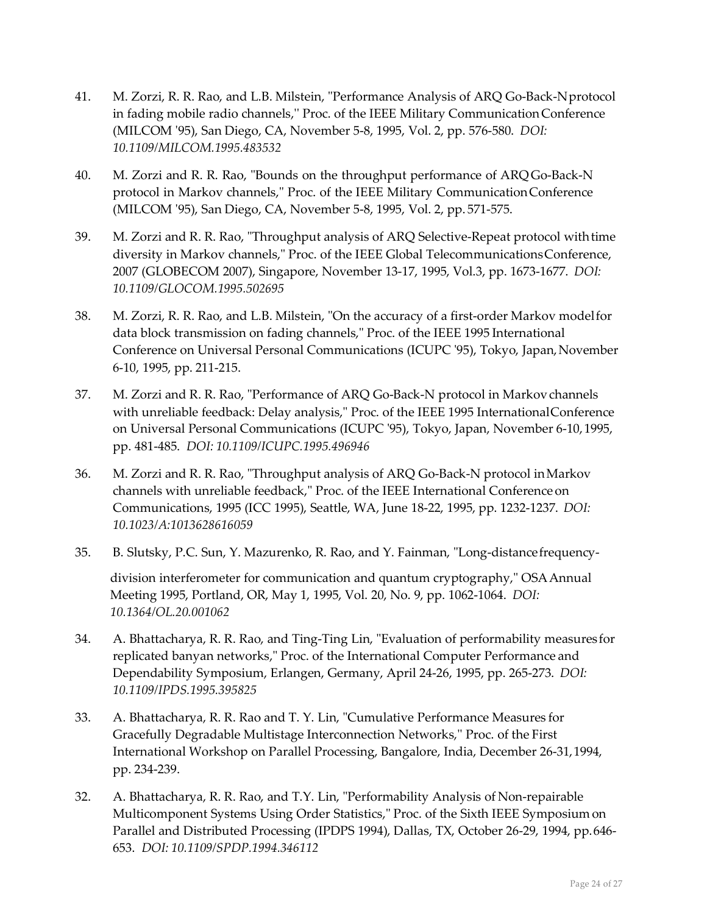41. M. Zorzi, R. R. Rao, and L.B. Milstein, "Performance Analysis of ARQ Go-Back-N protocol in fading mobile radio channels," Proc. of the IEEE Military Communication Conference (MILCOM '95), San Diego, CA, November 5-8, 1995, Vol. 2, pp. 576-580. *DOI: 10.1109/MILCOM.1995.483532*

40. M. Zorzi and R. R. Rao, "Bounds on the throughput performance of ARQ Go-Back-N protocol in Markov channels," Proc. of the IEEE Military Communication Conference (MILCOM '95), San Diego, CA, November 5-8, 1995, Vol. 2, pp. 571-575.

39. M. Zorzi and R. R. Rao, "Throughput analysis of ARQ Selective-Repeat protocol with time diversity in Markov channels," Proc. of the IEEE Global Telecommunications Conference, 2007 (GLOBECOM 2007), Singapore, November 13-17, 1995, Vol.3, pp. 1673-1677. *DOI: 10.1109/GLOCOM.1995.502695*

38. M. Zorzi, R. R. Rao, and L.B. Milstein, "On the accuracy of a first-order Markov model for data block transmission on fading channels," Proc. of the IEEE 1995 International Conference on Universal Personal Communications (ICUPC '95), Tokyo, Japan, November 6-10, 1995, pp. 211-215.

37. M. Zorzi and R. R. Rao, "Performance of ARQ Go-Back-N protocol in Markov channels with unreliable feedback: Delay analysis," Proc. of the IEEE 1995 International Conference on Universal Personal Communications (ICUPC '95), Tokyo, Japan, November 6-10, 1995, pp. 481-485. *DOI: 10.1109/ICUPC.1995.496946*

36. M. Zorzi and R. R. Rao, "Throughput analysis of ARQ Go-Back-N protocol in Markov channels with unreliable feedback," Proc. of the IEEE International Conference on Communications, 1995 (ICC 1995), Seattle, WA, June 18-22, 1995, pp. 1232-1237. *DOI: 10.1023/A:1013628616059*

35. B. Slutsky, P.C. Sun, Y. Mazurenko, R. Rao, and Y. Fainman, "Long-distance frequency-division interferometer for communication and quantum cryptography," OSA Annual Meeting 1995, Portland, OR, May 1, 1995, Vol. 20, No. 9, pp. 1062-1064. *DOI: 10.1364/OL.20.001062*

34. A. Bhattacharya, R. R. Rao, and Ting-Ting Lin, "Evaluation of performability measures for replicated banyan networks," Proc. of the International Computer Performance and Dependability Symposium, Erlangen, Germany, April 24-26, 1995, pp. 265-273. *DOI: 10.1109/IPDS.1995.395825*

33. A. Bhattacharya, R. R. Rao and T. Y. Lin, "Cumulative Performance Measures for Gracefully Degradable Multistage Interconnection Networks," Proc. of the First International Workshop on Parallel Processing, Bangalore, India, December 26-31, 1994, pp. 234-239.

32. A. Bhattacharya, R. R. Rao, and T.Y. Lin, "Performability Analysis of Non-repairable Multicomponent Systems Using Order Statistics," Proc. of the Sixth IEEE Symposium on Parallel and Distributed Processing (IPDPS 1994), Dallas, TX, October 26-29, 1994, pp. 646-653. *DOI: 10.1109/SPDP.1994.346112*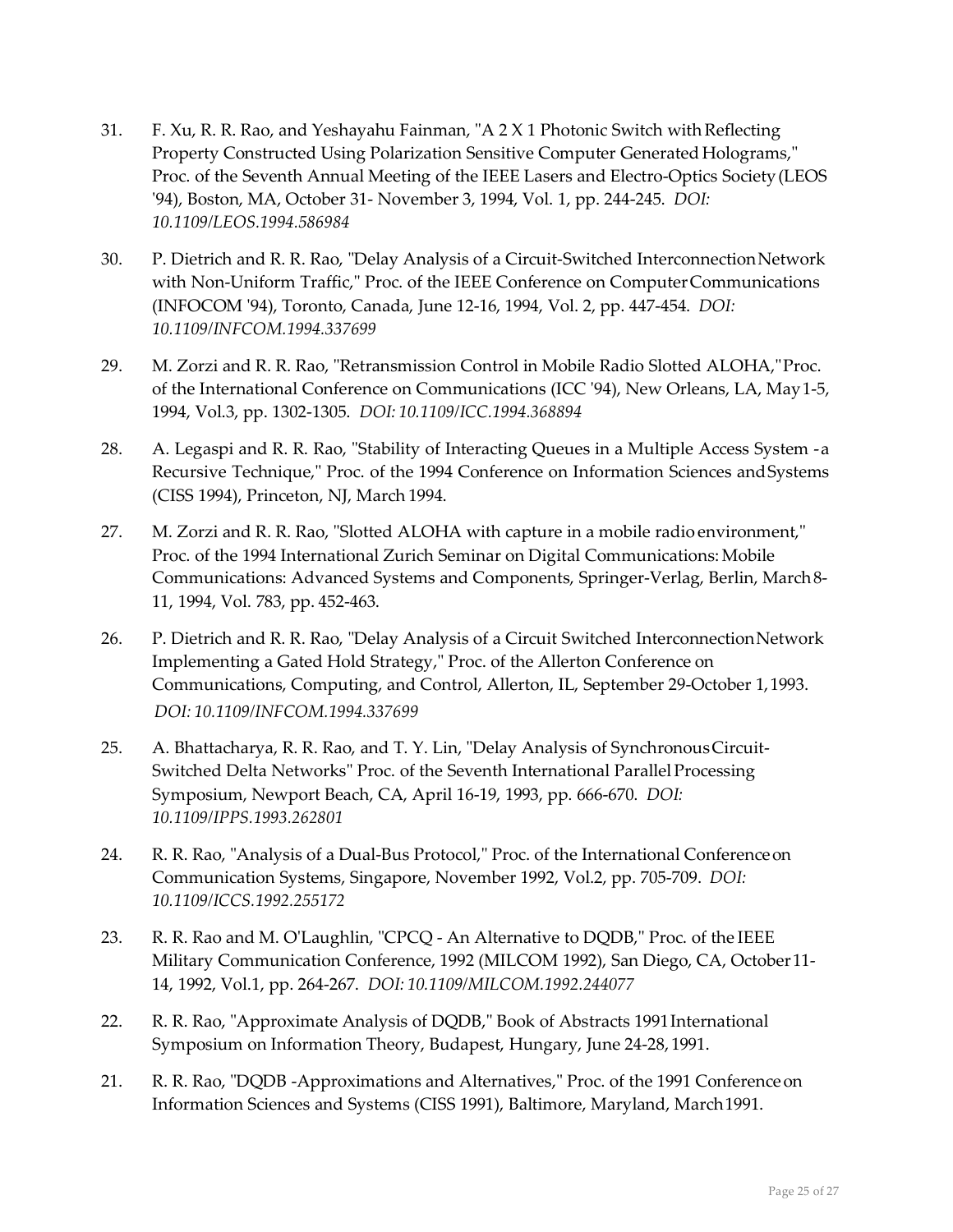31. F. Xu, R. R. Rao, and Yeshayahu Fainman, "A 2 X 1 Photonic Switch with Reflecting Property Constructed Using Polarization Sensitive Computer Generated Holograms," Proc. of the Seventh Annual Meeting of the IEEE Lasers and Electro-Optics Society (LEOS '94), Boston, MA, October 31- November 3, 1994, Vol. 1, pp. 244-245. *DOI: 10.1109/LEOS.1994.586984*

30. P. Dietrich and R. R. Rao, "Delay Analysis of a Circuit-Switched Interconnection Network with Non-Uniform Traffic," Proc. of the IEEE Conference on Computer Communications (INFOCOM '94), Toronto, Canada, June 12-16, 1994, Vol. 2, pp. 447-454. *DOI: 10.1109/INFCOM.1994.337699*

29. M. Zorzi and R. R. Rao, "Retransmission Control in Mobile Radio Slotted ALOHA," Proc. of the International Conference on Communications (ICC '94), New Orleans, LA, May 1-5, 1994, Vol.3, pp. 1302-1305. *DOI: 10.1109/ICC.1994.368894*

28. A. Legaspi and R. R. Rao, "Stability of Interacting Queues in a Multiple Access System - a Recursive Technique," Proc. of the 1994 Conference on Information Sciences and Systems (CISS 1994), Princeton, NJ, March 1994.

27. M. Zorzi and R. R. Rao, "Slotted ALOHA with capture in a mobile radio environment," Proc. of the 1994 International Zurich Seminar on Digital Communications: Mobile Communications: Advanced Systems and Components, Springer-Verlag, Berlin, March 8-11, 1994, Vol. 783, pp. 452-463.

26. P. Dietrich and R. R. Rao, "Delay Analysis of a Circuit Switched Interconnection Network Implementing a Gated Hold Strategy," Proc. of the Allerton Conference on Communications, Computing, and Control, Allerton, IL, September 29-October 1, 1993. *DOI: 10.1109/INFCOM.1994.337699*

25. A. Bhattacharya, R. R. Rao, and T. Y. Lin, "Delay Analysis of Synchronous Circuit-Switched Delta Networks" Proc. of the Seventh International Parallel Processing Symposium, Newport Beach, CA, April 16-19, 1993, pp. 666-670. *DOI: 10.1109/IPPS.1993.262801*

24. R. R. Rao, "Analysis of a Dual-Bus Protocol," Proc. of the International Conference on Communication Systems, Singapore, November 1992, Vol.2, pp. 705-709. *DOI: 10.1109/ICCS.1992.255172*

23. R. R. Rao and M. O'Laughlin, "CPCQ - An Alternative to DQDB," Proc. of the IEEE Military Communication Conference, 1992 (MILCOM 1992), San Diego, CA, October 11-14, 1992, Vol.1, pp. 264-267. *DOI: 10.1109/MILCOM.1992.244077*

22. R. R. Rao, "Approximate Analysis of DQDB," Book of Abstracts 1991 International Symposium on Information Theory, Budapest, Hungary, June 24-28, 1991.

21. R. R. Rao, "DQDB -Approximations and Alternatives," Proc. of the 1991 Conference on Information Sciences and Systems (CISS 1991), Baltimore, Maryland, March 1991.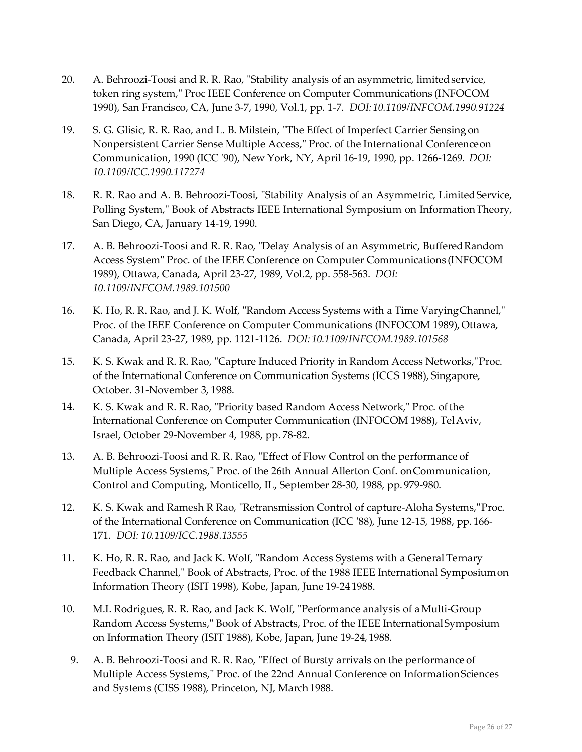20. A. Behroozi-Toosi and R. R. Rao, "Stability analysis of an asymmetric, limited service, token ring system," Proc IEEE Conference on Computer Communications (INFOCOM 1990), San Francisco, CA, June 3-7, 1990, Vol.1, pp. 1-7. *DOI:10.1109/INFCOM.1990.91224*

19. S. G. Glisic, R. R. Rao, and L. B. Milstein, "The Effect of Imperfect Carrier Sensing on Nonpersistent Carrier Sense Multiple Access," Proc. of the International Conference on Communication, 1990 (ICC '90), New York, NY, April 16-19, 1990, pp. 1266-1269. *DOI: 10.1109/ICC.1990.117274*

18. R. R. Rao and A. B. Behroozi-Toosi, "Stability Analysis of an Asymmetric, Limited Service, Polling System," Book of Abstracts IEEE International Symposium on Information Theory, San Diego, CA, January 14-19, 1990.

17. A. B. Behroozi-Toosi and R. R. Rao, "Delay Analysis of an Asymmetric, Buffered Random Access System" Proc. of the IEEE Conference on Computer Communications (INFOCOM 1989), Ottawa, Canada, April 23-27, 1989, Vol.2, pp. 558-563. *DOI: 10.1109/INFCOM.1989.101500*

16. K. Ho, R. R. Rao, and J. K. Wolf, "Random Access Systems with a Time Varying Channel," Proc. of the IEEE Conference on Computer Communications (INFOCOM 1989), Ottawa, Canada, April 23-27, 1989, pp. 1121-1126. *DOI: 10.1109/INFCOM.1989.101568*

15. K. S. Kwak and R. R. Rao, "Capture Induced Priority in Random Access Networks," Proc. of the International Conference on Communication Systems (ICCS 1988), Singapore, October. 31-November 3, 1988.

14. K. S. Kwak and R. R. Rao, "Priority based Random Access Network," Proc. of the International Conference on Computer Communication (INFOCOM 1988), Tel Aviv, Israel, October 29-November 4, 1988, pp. 78-82.

13. A. B. Behroozi-Toosi and R. R. Rao, "Effect of Flow Control on the performance of Multiple Access Systems," Proc. of the 26th Annual Allerton Conf. on Communication, Control and Computing, Monticello, IL, September 28-30, 1988, pp. 979-980.

12. K. S. Kwak and Ramesh R Rao, "Retransmission Control of capture-Aloha Systems," Proc. of the International Conference on Communication (ICC '88), June 12-15, 1988, pp. 166-171. *DOI: 10.1109/ICC.1988.13555*

11. K. Ho, R. R. Rao, and Jack K. Wolf, "Random Access Systems with a General Ternary Feedback Channel," Book of Abstracts, Proc. of the 1988 IEEE International Symposium on Information Theory (ISIT 1998), Kobe, Japan, June 19-24 1988.

10. M.I. Rodrigues, R. R. Rao, and Jack K. Wolf, "Performance analysis of a Multi-Group Random Access Systems," Book of Abstracts, Proc. of the IEEE International Symposium on Information Theory (ISIT 1988), Kobe, Japan, June 19-24, 1988.

9. A. B. Behroozi-Toosi and R. R. Rao, "Effect of Bursty arrivals on the performance of Multiple Access Systems," Proc. of the 22nd Annual Conference on Information Sciences and Systems (CISS 1988), Princeton, NJ, March 1988.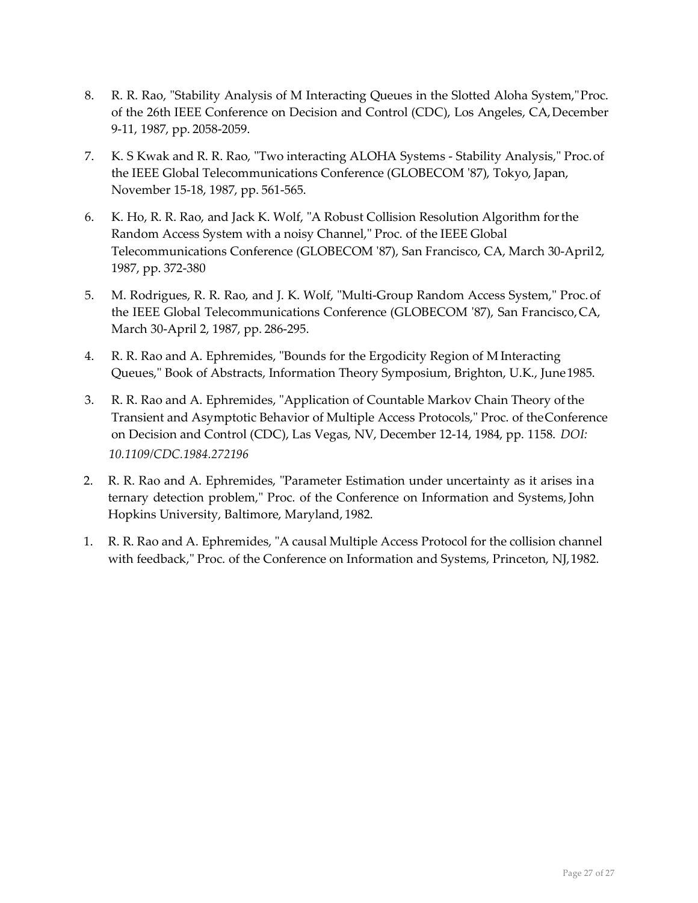8. R. R. Rao, "Stability Analysis of M Interacting Queues in the Slotted Aloha System," Proc. of the 26th IEEE Conference on Decision and Control (CDC), Los Angeles, CA, December 9-11, 1987, pp. 2058-2059.

7. K. S Kwak and R. R. Rao, "Two interacting ALOHA Systems - Stability Analysis," Proc. of the IEEE Global Telecommunications Conference (GLOBECOM '87), Tokyo, Japan, November 15-18, 1987, pp. 561-565.

6. K. Ho, R. R. Rao, and Jack K. Wolf, "A Robust Collision Resolution Algorithm for the Random Access System with a noisy Channel," Proc. of the IEEE Global Telecommunications Conference (GLOBECOM '87), San Francisco, CA, March 30-April 2, 1987, pp. 372-380

5. M. Rodrigues, R. R. Rao, and J. K. Wolf, "Multi-Group Random Access System," Proc. of the IEEE Global Telecommunications Conference (GLOBECOM '87), San Francisco, CA, March 30-April 2, 1987, pp. 286-295.

4. R. R. Rao and A. Ephremides, "Bounds for the Ergodicity Region of M Interacting Queues," Book of Abstracts, Information Theory Symposium, Brighton, U.K., June 1985.

3. R. R. Rao and A. Ephremides, "Application of Countable Markov Chain Theory of the Transient and Asymptotic Behavior of Multiple Access Protocols," Proc. of the Conference on Decision and Control (CDC), Las Vegas, NV, December 12-14, 1984, pp. 1158. *DOI: 10.1109/CDC.1984.272196*

2. R. R. Rao and A. Ephremides, "Parameter Estimation under uncertainty as it arises in a ternary detection problem," Proc. of the Conference on Information and Systems, John Hopkins University, Baltimore, Maryland, 1982.

1. R. R. Rao and A. Ephremides, "A causal Multiple Access Protocol for the collision channel with feedback," Proc. of the Conference on Information and Systems, Princeton, NJ, 1982.